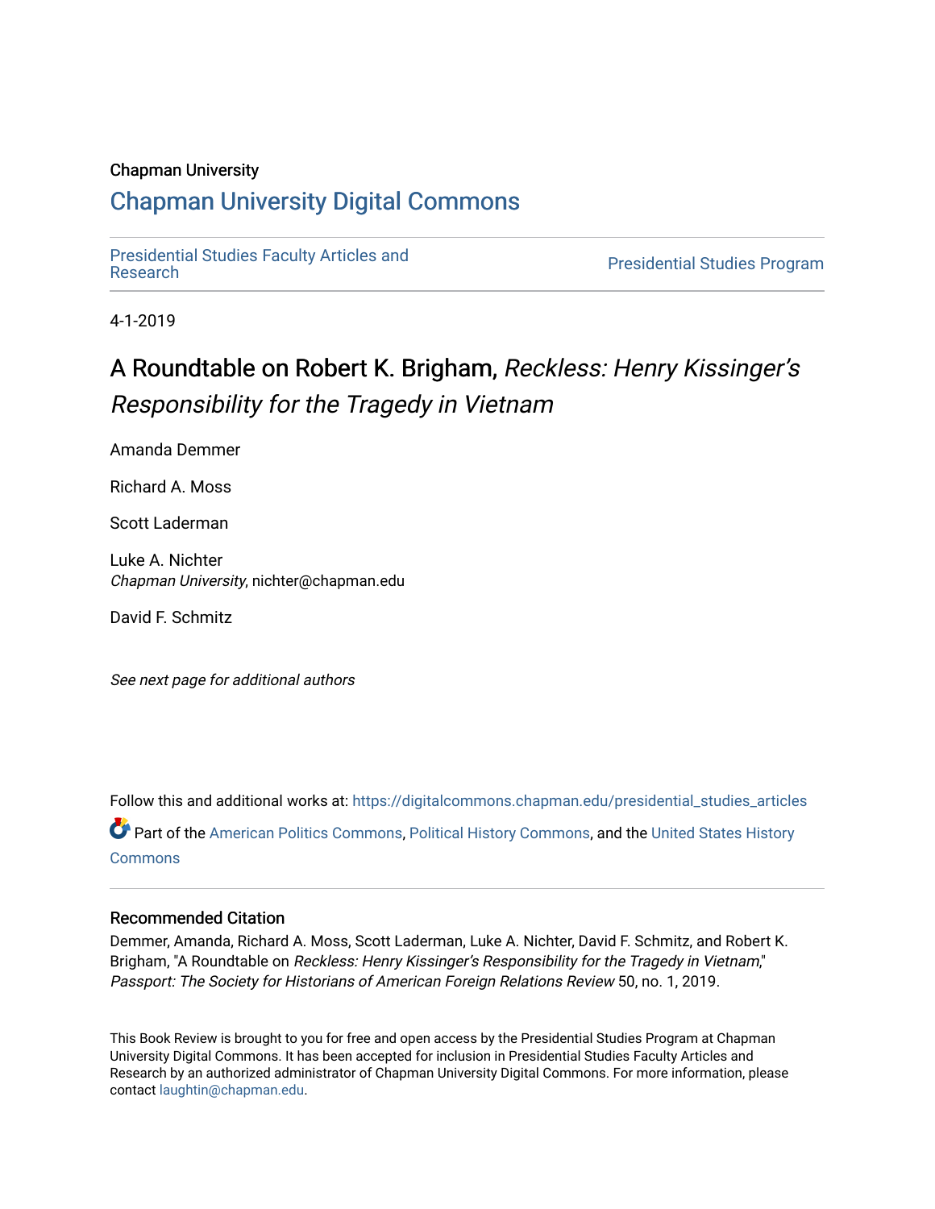Chapman University

# Chapman University Digital Commons

Presidential Studies Faculty Articles and Research | Presidential Studies Program

4-1-2019

# A Roundtable on Robert K. Brigham, *Reckless: Henry Kissinger's Responsibility for the Tragedy in Vietnam*

Amanda Demmer

Richard A. Moss

Scott Laderman

Luke A. Nichter
*Chapman University*, nichter@chapman.edu

David F. Schmitz

*See next page for additional authors*

Follow this and additional works at: https://digitalcommons.chapman.edu/presidential_studies_articles

Part of the American Politics Commons, Political History Commons, and the United States History Commons

### Recommended Citation

Demmer, Amanda, Richard A. Moss, Scott Laderman, Luke A. Nichter, David F. Schmitz, and Robert K. Brigham, "A Roundtable on *Reckless: Henry Kissinger's Responsibility for the Tragedy in Vietnam*," *Passport: The Society for Historians of American Foreign Relations Review* 50, no. 1, 2019.

This Book Review is brought to you for free and open access by the Presidential Studies Program at Chapman University Digital Commons. It has been accepted for inclusion in Presidential Studies Faculty Articles and Research by an authorized administrator of Chapman University Digital Commons. For more information, please contact laughtin@chapman.edu.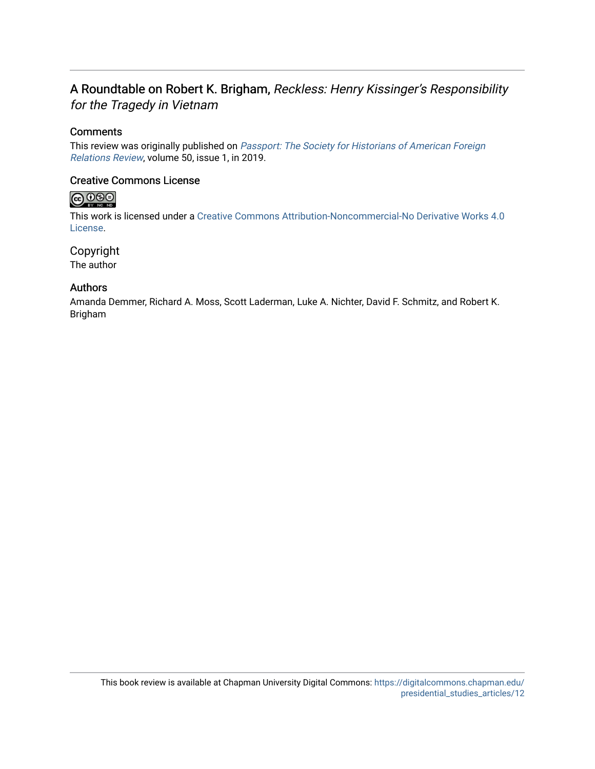# A Roundtable on Robert K. Brigham, *Reckless: Henry Kissinger's Responsibility for the Tragedy in Vietnam*

## Comments

This review was originally published on *Passport: The Society for Historians of American Foreign Relations Review*, volume 50, issue 1, in 2019.

## Creative Commons License

This work is licensed under a Creative Commons Attribution-Noncommercial-No Derivative Works 4.0 License.

## Copyright

The author

## Authors

Amanda Demmer, Richard A. Moss, Scott Laderman, Luke A. Nichter, David F. Schmitz, and Robert K. Brigham

This book review is available at Chapman University Digital Commons: https://digitalcommons.chapman.edu/presidential_studies_articles/12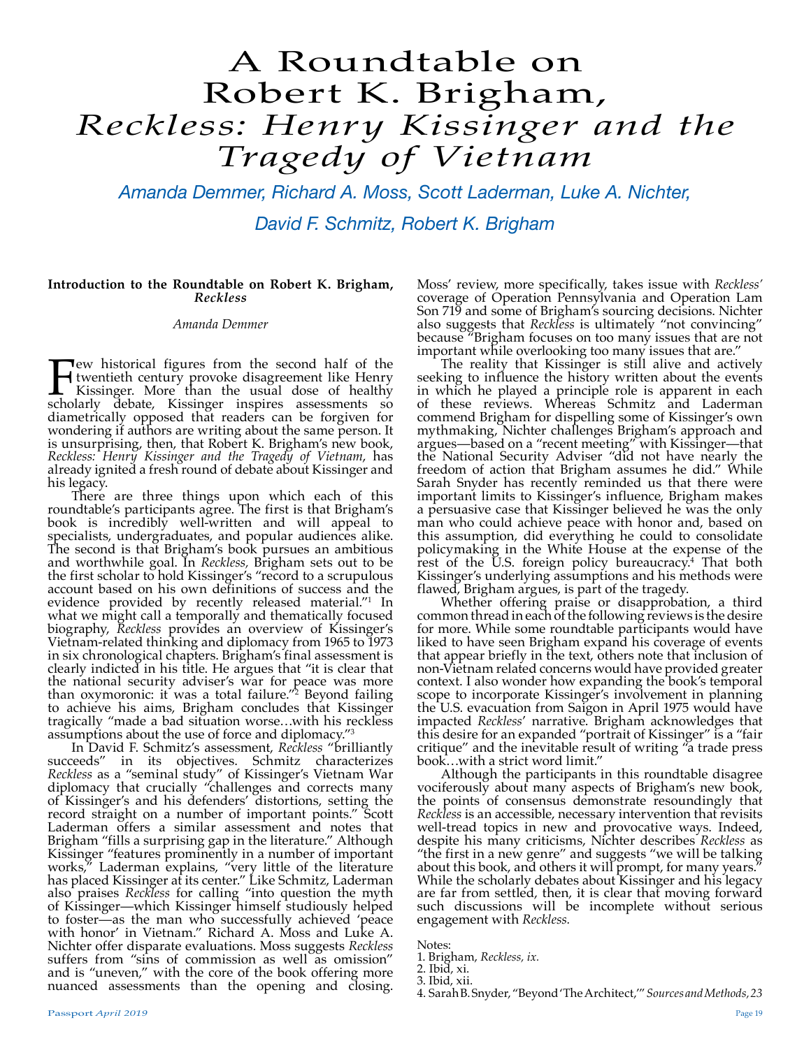# A Roundtable on Robert K. Brigham, *Reckless: Henry Kissinger and the Tragedy of Vietnam*

Amanda Demmer, Richard A. Moss, Scott Laderman, Luke A. Nichter, David F. Schmitz, Robert K. Brigham

## Introduction to the Roundtable on Robert K. Brigham, *Reckless*

*Amanda Demmer*

Few historical figures from the second half of the twentieth century provoke disagreement like Henry Kissinger. More than the usual dose of healthy scholarly debate, Kissinger inspires assessments so diametrically opposed that readers can be forgiven for wondering if authors are writing about the same person. It is unsurprising, then, that Robert K. Brigham's new book, *Reckless: Henry Kissinger and the Tragedy of Vietnam*, has already ignited a fresh round of debate about Kissinger and his legacy.

There are three things upon which each of this roundtable's participants agree. The first is that Brigham's book is incredibly well-written and will appeal to specialists, undergraduates, and popular audiences alike. The second is that Brigham's book pursues an ambitious and worthwhile goal. In *Reckless*, Brigham sets out to be the first scholar to hold Kissinger's "record to a scrupulous account based on his own definitions of success and the evidence provided by recently released material."[1] In what we might call a temporally and thematically focused biography, *Reckless* provides an overview of Kissinger's Vietnam-related thinking and diplomacy from 1965 to 1973 in six chronological chapters. Brigham's final assessment is clearly indicted in his title. He argues that "it is clear that the national security adviser's war for peace was more than oxymoronic: it was a total failure."[2] Beyond failing to achieve his aims, Brigham concludes that Kissinger tragically "made a bad situation worse…with his reckless assumptions about the use of force and diplomacy."[3]

In David F. Schmitz's assessment, *Reckless* "brilliantly succeeds" in its objectives. Schmitz characterizes *Reckless* as a "seminal study" of Kissinger's Vietnam War diplomacy that crucially "challenges and corrects many of Kissinger's and his defenders' distortions, setting the record straight on a number of important points." Scott Laderman offers a similar assessment and notes that Brigham "fills a surprising gap in the literature." Although Kissinger "features prominently in a number of important works," Laderman explains, "very little of the literature has placed Kissinger at its center." Like Schmitz, Laderman also praises *Reckless* for calling "into question the myth of Kissinger—which Kissinger himself studiously helped to foster—as the man who successfully achieved 'peace with honor' in Vietnam." Richard A. Moss and Luke A. Nichter offer disparate evaluations. Moss suggests *Reckless* suffers from "sins of commission as well as omission" and is "uneven," with the core of the book offering more nuanced assessments than the opening and closing. Moss' review, more specifically, takes issue with *Reckless'* coverage of Operation Pennsylvania and Operation Lam Son 719 and some of Brigham's sourcing decisions. Nichter also suggests that *Reckless* is ultimately "not convincing" because "Brigham focuses on too many issues that are not important while overlooking too many issues that are."

The reality that Kissinger is still alive and actively seeking to influence the history written about the events in which he played a principle role is apparent in each of these reviews. Whereas Schmitz and Laderman commend Brigham for dispelling some of Kissinger's own mythmaking, Nichter challenges Brigham's approach and argues—based on a "recent meeting" with Kissinger—that the National Security Adviser "did not have nearly the freedom of action that Brigham assumes he did." While Sarah Snyder has recently reminded us that there were important limits to Kissinger's influence, Brigham makes a persuasive case that Kissinger believed he was the only man who could achieve peace with honor and, based on this assumption, did everything he could to consolidate policymaking in the White House at the expense of the rest of the U.S. foreign policy bureaucracy.[4] That both Kissinger's underlying assumptions and his methods were flawed, Brigham argues, is part of the tragedy.

Whether offering praise or disapprobation, a third common thread in each of the following reviews is the desire for more. While some roundtable participants would have liked to have seen Brigham expand his coverage of events that appear briefly in the text, others note that inclusion of non-Vietnam related concerns would have provided greater context. I also wonder how expanding the book's temporal scope to incorporate Kissinger's involvement in planning the U.S. evacuation from Saigon in April 1975 would have impacted *Reckless*' narrative. Brigham acknowledges that this desire for an expanded "portrait of Kissinger" is a "fair critique" and the inevitable result of writing "a trade press book…with a strict word limit."

Although the participants in this roundtable disagree vociferously about many aspects of Brigham's new book, the points of consensus demonstrate resoundingly that *Reckless* is an accessible, necessary intervention that revisits well-tread topics in new and provocative ways. Indeed, despite his many criticisms, Nichter describes *Reckless* as "the first in a new genre" and suggests "we will be talking about this book, and others it will prompt, for many years." While the scholarly debates about Kissinger and his legacy are far from settled, then, it is clear that moving forward such discussions will be incomplete without serious engagement with *Reckless.*

Notes:
1. Brigham, *Reckless*, *ix.*
2. Ibid, xi.
3. Ibid, xii.
4. Sarah B. Snyder, "Beyond 'The Architect,'" *Sources and Methods, 23*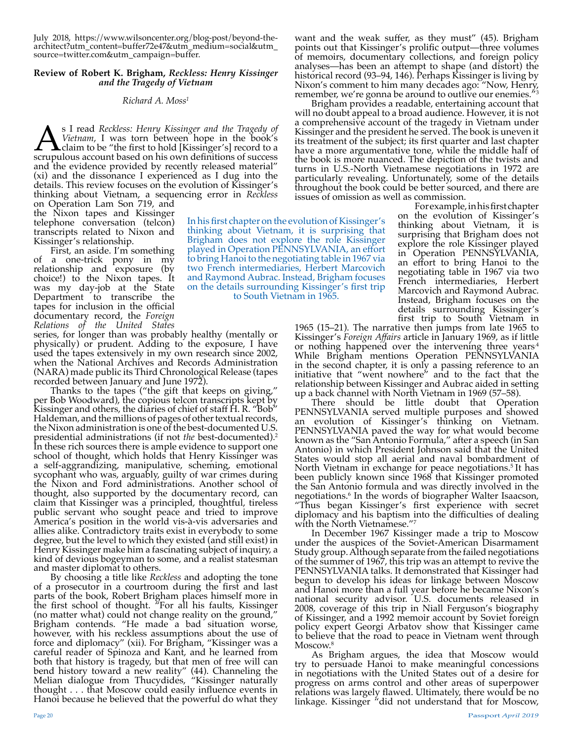July 2018, https://www.wilsoncenter.org/blog-post/beyond-the-architect?utm_content=buffer72e47&utm_medium=social&utm_source=twitter.com&utm_campaign=buffer.

### Review of Robert K. Brigham, *Reckless: Henry Kissinger and the Tragedy of Vietnam*

*Richard A. Moss[1]*

As I read *Reckless: Henry Kissinger and the Tragedy of Vietnam*, I was torn between hope in the book's claim to be "the first to hold [Kissinger's] record to a scrupulous account based on his own definitions of success and the evidence provided by recently released material" (xi) and the dissonance I experienced as I dug into the details. This review focuses on the evolution of Kissinger's thinking about Vietnam, a sequencing error in *Reckless* on Operation Lam Son 719, and the Nixon tapes and Kissinger telephone conversation (telcon) transcripts related to Nixon and Kissinger's relationship.

First, an aside. I'm something of a one-trick pony in my relationship and exposure (by choice!) to the Nixon tapes. It was my day-job at the State Department to transcribe the tapes for inclusion in the official documentary record, the *Foreign Relations of the United States* series, for longer than was probably healthy (mentally or physically) or prudent. Adding to the exposure, I have used the tapes extensively in my own research since 2002, when the National Archives and Records Administration (NARA) made public its Third Chronological Release (tapes recorded between January and June 1972).

Thanks to the tapes ("the gift that keeps on giving," per Bob Woodward), the copious telcon transcripts kept by Kissinger and others, the diaries of chief of staff H. R. "Bob" Haldeman, and the millions of pages of other textual records, the Nixon administration is one of the best-documented U.S. presidential administrations (if not *the* best-documented).[2] In these rich sources there is ample evidence to support one school of thought, which holds that Henry Kissinger was a self-aggrandizing, manipulative, scheming, emotional sycophant who was, arguably, guilty of war crimes during the Nixon and Ford administrations. Another school of thought, also supported by the documentary record, can claim that Kissinger was a principled, thoughtful, tireless public servant who sought peace and tried to improve America's position in the world vis-à-vis adversaries and allies alike. Contradictory traits exist in everybody to some degree, but the level to which they existed (and still exist) in Henry Kissinger make him a fascinating subject of inquiry, a kind of devious bogeyman to some, and a realist statesman and master diplomat to others.

By choosing a title like *Reckless* and adopting the tone of a prosecutor in a courtroom during the first and last parts of the book, Robert Brigham places himself more in the first school of thought. "For all his faults, Kissinger (no matter what) could not change reality on the ground," Brigham contends. "He made a bad situation worse, however, with his reckless assumptions about the use of force and diplomacy" (xii). For Brigham, "Kissinger was a careful reader of Spinoza and Kant, and he learned from both that history is tragedy, but that men of free will can bend history toward a new reality" (44). Channeling the Melian dialogue from Thucydides, "Kissinger naturally thought . . . that Moscow could easily influence events in Hanoi because he believed that the powerful do what they want and the weak suffer, as they must" (45). Brigham points out that Kissinger's prolific output—three volumes of memoirs, documentary collections, and foreign policy analyses—has been an attempt to shape (and distort) the historical record (93–94, 146). Perhaps Kissinger is living by Nixon's comment to him many decades ago: "Now, Henry, remember, we're gonna be around to outlive our enemies."[3]

Brigham provides a readable, entertaining account that will no doubt appeal to a broad audience. However, it is not a comprehensive account of the tragedy in Vietnam under Kissinger and the president he served. The book is uneven it its treatment of the subject; its first quarter and last chapter have a more argumentative tone, while the middle half of the book is more nuanced. The depiction of the twists and turns in U.S.-North Vietnamese negotiations in 1972 are particularly revealing. Unfortunately, some of the details throughout the book could be better sourced, and there are issues of omission as well as commission.

> In his first chapter on the evolution of Kissinger's thinking about Vietnam, it is surprising that Brigham does not explore the role Kissinger played in Operation PENNSYLVANIA, an effort to bring Hanoi to the negotiating table in 1967 via two French intermediaries, Herbert Marcovich and Raymond Aubrac. Instead, Brigham focuses on the details surrounding Kissinger's first trip to South Vietnam in 1965.

For example, in his first chapter on the evolution of Kissinger's thinking about Vietnam, it is surprising that Brigham does not explore the role Kissinger played in Operation PENNSYLVANIA, an effort to bring Hanoi to the negotiating table in 1967 via two French intermediaries, Herbert Marcovich and Raymond Aubrac. Instead, Brigham focuses on the details surrounding Kissinger's first trip to South Vietnam in 1965 (15–21). The narrative then jumps from late 1965 to Kissinger's *Foreign Affairs* article in January 1969, as if little or nothing happened over the intervening three years[4] While Brigham mentions Operation PENNSYLVANIA in the second chapter, it is only a passing reference to an initiative that "went nowhere" and to the fact that the relationship between Kissinger and Aubrac aided in setting up a back channel with North Vietnam in 1969 (57–58).

There should be little doubt that Operation PENNSYLVANIA served multiple purposes and showed an evolution of Kissinger's thinking on Vietnam. PENNSYLVANIA paved the way for what would become known as the "San Antonio Formula," after a speech (in San Antonio) in which President Johnson said that the United States would stop all aerial and naval bombardment of North Vietnam in exchange for peace negotiations.[5] It has been publicly known since 1968 that Kissinger promoted the San Antonio formula and was directly involved in the negotiations.[6] In the words of biographer Walter Isaacson, "Thus began Kissinger's first experience with secret diplomacy and his baptism into the difficulties of dealing with the North Vietnamese."[7]

In December 1967 Kissinger made a trip to Moscow under the auspices of the Soviet-American Disarmament Study group. Although separate from the failed negotiations of the summer of 1967, this trip was an attempt to revive the PENNSYLVANIA talks. It demonstrated that Kissinger had begun to develop his ideas for linkage between Moscow and Hanoi more than a full year before he became Nixon's national security advisor. U.S. documents released in 2008, coverage of this trip in Niall Ferguson's biography of Kissinger, and a 1992 memoir account by Soviet foreign policy expert Georgi Arbatov show that Kissinger came to believe that the road to peace in Vietnam went through Moscow.[8]

As Brigham argues, the idea that Moscow would try to persuade Hanoi to make meaningful concessions in negotiations with the United States out of a desire for progress on arms control and other areas of superpower relations was largely flawed. Ultimately, there would be no linkage. Kissinger "did not understand that for Moscow,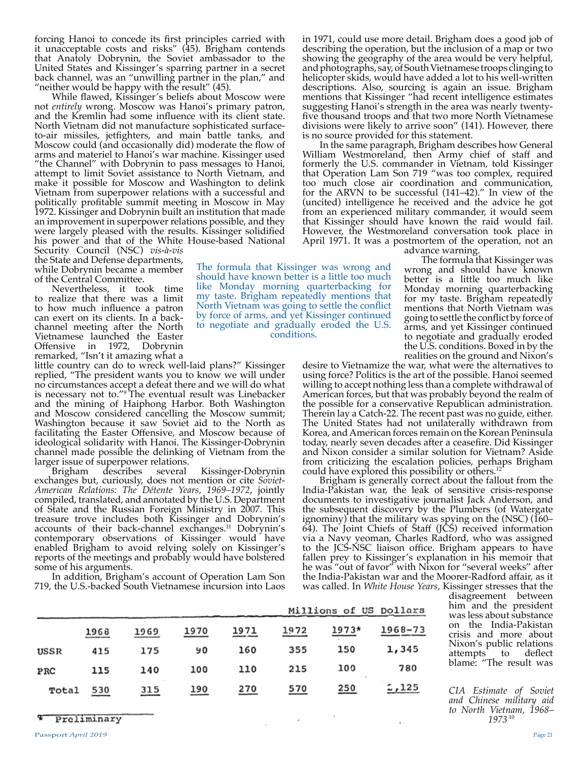forcing Hanoi to concede its first principles carried with it unacceptable costs and risks" (45). Brigham contends that Anatoly Dobrynin, the Soviet ambassador to the United States and Kissinger's sparring partner in a secret back channel, was an "unwilling partner in the plan," and "neither would be happy with the result" (45).

While flawed, Kissinger's beliefs about Moscow were not *entirely* wrong. Moscow was Hanoi's primary patron, and the Kremlin had some influence with its client state. North Vietnam did not manufacture sophisticated surface-to-air missiles, jetfighters, and main battle tanks, and Moscow could (and occasionally did) moderate the flow of arms and materiel to Hanoi's war machine. Kissinger used "the Channel" with Dobrynin to pass messages to Hanoi, attempt to limit Soviet assistance to North Vietnam, and make it possible for Moscow and Washington to delink Vietnam from superpower relations with a successful and politically profitable summit meeting in Moscow in May 1972. Kissinger and Dobrynin built an institution that made an improvement in superpower relations possible, and they were largely pleased with the results. Kissinger solidified his power and that of the White House-based National Security Council (NSC) *vis-à-vis* the State and Defense departments, while Dobrynin became a member of the Central Committee.

Nevertheless, it took time to realize that there was a limit to how much influence a patron can exert on its clients. In a back-channel meeting after the North Vietnamese launched the Easter Offensive in 1972, Dobrynin remarked, "Isn't it amazing what a little country can do to wreck well-laid plans?" Kissinger replied, "The president wants you to know we will under no circumstances accept a defeat there and we will do what is necessary not to."[9] The eventual result was Linebacker and the mining of Haiphong Harbor. Both Washington and Moscow considered cancelling the Moscow summit; Washington because it saw Soviet aid to the North as facilitating the Easter Offensive, and Moscow because of ideological solidarity with Hanoi. The Kissinger-Dobrynin channel made possible the delinking of Vietnam from the larger issue of superpower relations.

Brigham describes several Kissinger-Dobrynin exchanges but, curiously, does not mention or cite *Soviet-American Relations: The Détente Years, 1969–1972*, jointly compiled, translated, and annotated by the U.S. Department of State and the Russian Foreign Ministry in 2007. This treasure trove includes both Kissinger and Dobrynin's accounts of their back-channel exchanges.[11] Dobrynin's contemporary observations of Kissinger would have enabled Brigham to avoid relying solely on Kissinger's reports of the meetings and probably would have bolstered some of his arguments.

In addition, Brigham's account of Operation Lam Son 719, the U.S.-backed South Vietnamese incursion into Laos in 1971, could use more detail. Brigham does a good job of describing the operation, but the inclusion of a map or two showing the geography of the area would be very helpful, and photographs, say, of South Vietnamese troops clinging to helicopter skids, would have added a lot to his well-written descriptions. Also, sourcing is again an issue. Brigham mentions that Kissinger "had recent intelligence estimates suggesting Hanoi's strength in the area was nearly twenty-five thousand troops and that two more North Vietnamese divisions were likely to arrive soon" (141). However, there is no source provided for this statement.

In the same paragraph, Brigham describes how General William Westmoreland, then Army chief of staff and formerly the U.S. commander in Vietnam, told Kissinger that Operation Lam Son 719 "was too complex, required too much close air coordination and communication, for the ARVN to be successful (141–42)." In view of the (uncited) intelligence he received and the advice he got from an experienced military commander, it would seem that Kissinger should have known the raid would fail. However, the Westmoreland conversation took place in April 1971. It was a postmortem of the operation, not an advance warning.

> The formula that Kissinger was wrong and should have known better is a little too much like Monday morning quarterbacking for my taste. Brigham repeatedly mentions that North Vietnam was going to settle the conflict by force of arms, and yet Kissinger continued to negotiate and gradually eroded the U.S. conditions.

The formula that Kissinger was wrong and should have known better is a little too much like Monday morning quarterbacking for my taste. Brigham repeatedly mentions that North Vietnam was going to settle the conflict by force of arms, and yet Kissinger continued to negotiate and gradually eroded the U.S. conditions. Boxed in by the realities on the ground and Nixon's desire to Vietnamize the war, what were the alternatives to using force? Politics is the art of the possible. Hanoi seemed willing to accept nothing less than a complete withdrawal of American forces, but that was probably beyond the realm of the possible for a conservative Republican administration. Therein lay a Catch-22. The recent past was no guide, either. The United States had not unilaterally withdrawn from Korea, and American forces remain on the Korean Peninsula today, nearly seven decades after a ceasefire. Did Kissinger and Nixon consider a similar solution for Vietnam? Aside from criticizing the escalation policies, perhaps Brigham could have explored this possibility or others.[12]

Brigham is generally correct about the fallout from the India-Pakistan war, the leak of sensitive crisis-response documents to investigative journalist Jack Anderson, and the subsequent discovery by the Plumbers (of Watergate ignominy) that the military was spying on the (NSC) (160–64). The Joint Chiefs of Staff (JCS) received information via a Navy yeoman, Charles Radford, who was assigned to the JCS-NSC liaison office. Brigham appears to have fallen prey to Kissinger's explanation in his memoir that he was "out of favor" with Nixon for "several weeks" after the India-Pakistan war and the Moorer-Radford affair, as it was called. In *White House Years*, Kissinger stresses that the disagreement between him and the president was less about substance on the India-Pakistan crisis and more about Nixon's public relations attempts to deflect blame: "The result was

| | Millions of US Dollars | | | | | | |
|---|---|---|---|---|---|---|---|
| | 1968 | 1969 | 1970 | 1971 | 1972 | 1973* | 1968-73 |
| USSR | 415 | 175 | 90 | 160 | 355 | 150 | 1,345 |
| PRC | 115 | 140 | 100 | 110 | 215 | 100 | 780 |
| Total | 530 | 315 | 190 | 270 | 570 | 250 | 2,125 |

\* Preliminary

*CIA Estimate of Soviet and Chinese military aid to North Vietnam, 1968–1973*[10]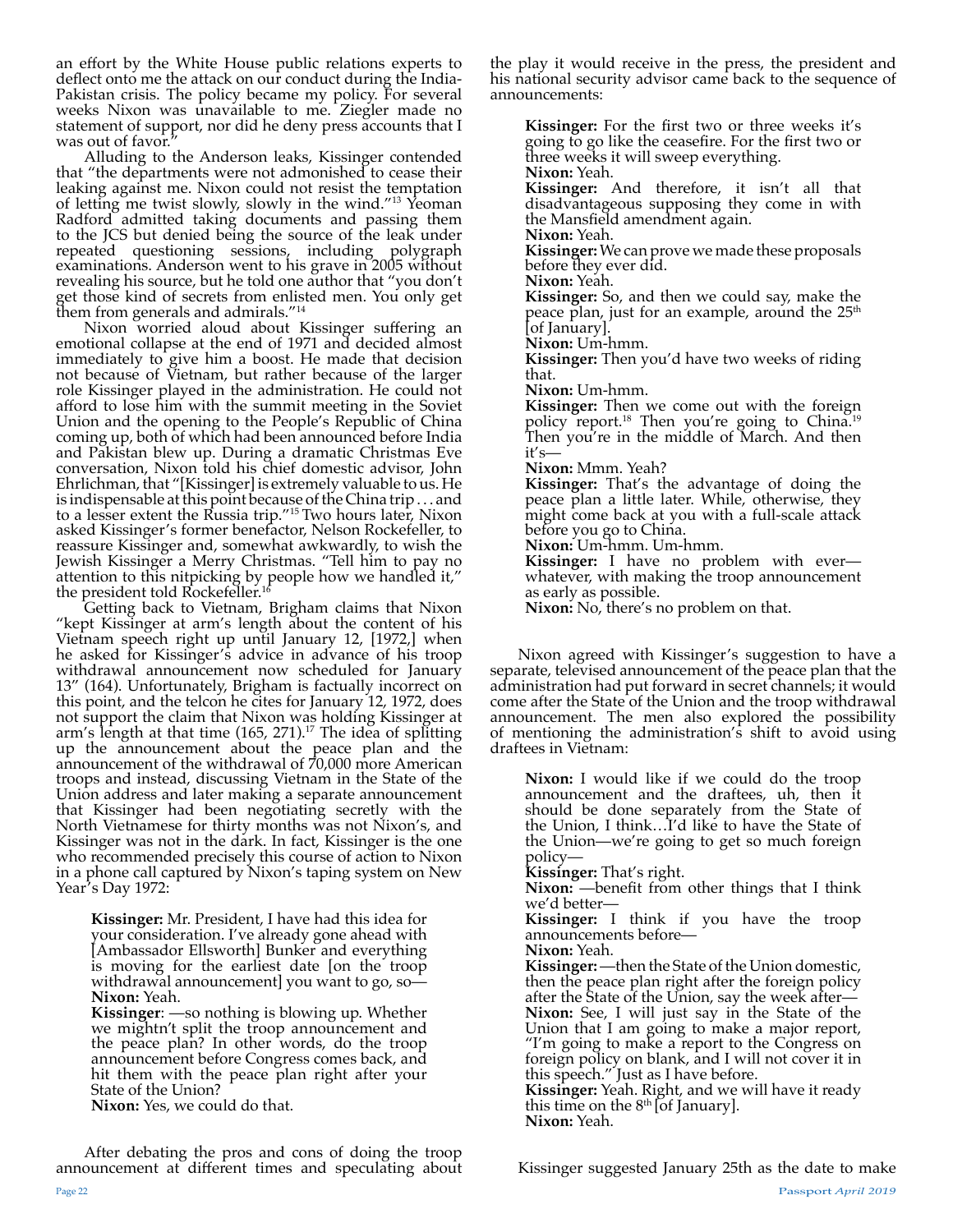an effort by the White House public relations experts to deflect onto me the attack on our conduct during the India-Pakistan crisis. The policy became my policy. For several weeks Nixon was unavailable to me. Ziegler made no statement of support, nor did he deny press accounts that I was out of favor."

Alluding to the Anderson leaks, Kissinger contended that "the departments were not admonished to cease their leaking against me. Nixon could not resist the temptation of letting me twist slowly, slowly in the wind."[13] Yeoman Radford admitted taking documents and passing them to the JCS but denied being the source of the leak under repeated questioning sessions, including polygraph examinations. Anderson went to his grave in 2005 without revealing his source, but he told one author that "you don't get those kind of secrets from enlisted men. You only get them from generals and admirals."[14]

Nixon worried aloud about Kissinger suffering an emotional collapse at the end of 1971 and decided almost immediately to give him a boost. He made that decision not because of Vietnam, but rather because of the larger role Kissinger played in the administration. He could not afford to lose him with the summit meeting in the Soviet Union and the opening to the People's Republic of China coming up, both of which had been announced before India and Pakistan blew up. During a dramatic Christmas Eve conversation, Nixon told his chief domestic advisor, John Ehrlichman, that "[Kissinger] is extremely valuable to us. He is indispensable at this point because of the China trip . . . and to a lesser extent the Russia trip."[15] Two hours later, Nixon asked Kissinger's former benefactor, Nelson Rockefeller, to reassure Kissinger and, somewhat awkwardly, to wish the Jewish Kissinger a Merry Christmas. "Tell him to pay no attention to this nitpicking by people how we handled it," the president told Rockefeller.[16]

Getting back to Vietnam, Brigham claims that Nixon "kept Kissinger at arm's length about the content of his Vietnam speech right up until January 12, [1972,] when he asked for Kissinger's advice in advance of his troop withdrawal announcement now scheduled for January 13" (164). Unfortunately, Brigham is factually incorrect on this point, and the telcon he cites for January 12, 1972, does not support the claim that Nixon was holding Kissinger at arm's length at that time (165, 271).[17] The idea of splitting up the announcement about the peace plan and the announcement of the withdrawal of 70,000 more American troops and instead, discussing Vietnam in the State of the Union address and later making a separate announcement that Kissinger had been negotiating secretly with the North Vietnamese for thirty months was not Nixon's, and Kissinger was not in the dark. In fact, Kissinger is the one who recommended precisely this course of action to Nixon in a phone call captured by Nixon's taping system on New Year's Day 1972:

> **Kissinger:** Mr. President, I have had this idea for your consideration. I've already gone ahead with [Ambassador Ellsworth] Bunker and everything is moving for the earliest date [on the troop withdrawal announcement] you want to go, so—
> **Nixon:** Yeah.
> **Kissinger**: —so nothing is blowing up. Whether we mightn't split the troop announcement and the peace plan? In other words, do the troop announcement before Congress comes back, and hit them with the peace plan right after your State of the Union?
> **Nixon:** Yes, we could do that.

After debating the pros and cons of doing the troop announcement at different times and speculating about the play it would receive in the press, the president and his national security advisor came back to the sequence of announcements:

> **Kissinger:** For the first two or three weeks it's going to go like the ceasefire. For the first two or three weeks it will sweep everything.
> **Nixon:** Yeah.
> **Kissinger:** And therefore, it isn't all that disadvantageous supposing they come in with the Mansfield amendment again.
> **Nixon:** Yeah.
> **Kissinger:** We can prove we made these proposals before they ever did.
> **Nixon:** Yeah.
> **Kissinger:** So, and then we could say, make the peace plan, just for an example, around the 25th [of January].
> **Nixon:** Um-hmm.
> **Kissinger:** Then you'd have two weeks of riding that.
> **Nixon:** Um-hmm.
> **Kissinger:** Then we come out with the foreign policy report.[18] Then you're going to China.[19] Then you're in the middle of March. And then it's—
> **Nixon:** Mmm. Yeah?
> **Kissinger:** That's the advantage of doing the peace plan a little later. While, otherwise, they might come back at you with a full-scale attack before you go to China.
> **Nixon:** Um-hmm. Um-hmm.
> **Kissinger:** I have no problem with ever—whatever, with making the troop announcement as early as possible.
> **Nixon:** No, there's no problem on that.

Nixon agreed with Kissinger's suggestion to have a separate, televised announcement of the peace plan that the administration had put forward in secret channels; it would come after the State of the Union and the troop withdrawal announcement. The men also explored the possibility of mentioning the administration's shift to avoid using draftees in Vietnam:

> **Nixon:** I would like if we could do the troop announcement and the draftees, uh, then it should be done separately from the State of the Union, I think…I'd like to have the State of the Union—we're going to get so much foreign policy—
> **Kissinger:** That's right.
> **Nixon:** —benefit from other things that I think we'd better—
> **Kissinger:** I think if you have the troop announcements before—
> **Nixon:** Yeah.
> **Kissinger:** —then the State of the Union domestic, then the peace plan right after the foreign policy after the State of the Union, say the week after—
> **Nixon:** See, I will just say in the State of the Union that I am going to make a major report, "I'm going to make a report to the Congress on foreign policy on blank, and I will not cover it in this speech." Just as I have before.
> **Kissinger:** Yeah. Right, and we will have it ready this time on the 8th [of January].
> **Nixon:** Yeah.

Kissinger suggested January 25th as the date to make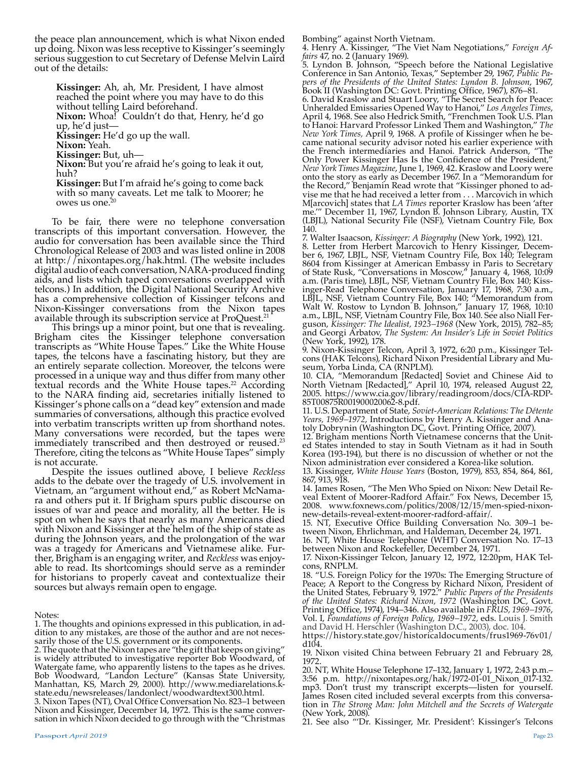the peace plan announcement, which is what Nixon ended up doing. Nixon was less receptive to Kissinger's seemingly serious suggestion to cut Secretary of Defense Melvin Laird out of the details:

> **Kissinger:** Ah, ah, Mr. President, I have almost reached the point where you may have to do this without telling Laird beforehand.
> **Nixon:** Whoa! Couldn't do that, Henry, he'd go up, he'd just—
> **Kissinger:** He'd go up the wall.
> **Nixon:** Yeah.
> **Kissinger:** But, uh—
> **Nixon:** But you're afraid he's going to leak it out, huh?
> **Kissinger:** But I'm afraid he's going to come back with so many caveats. Let me talk to Moorer; he owes us one.[20]

To be fair, there were no telephone conversation transcripts of this important conversation. However, the audio for conversation has been available since the Third Chronological Release of 2003 and was listed online in 2008 at http://nixontapes.org/hak.html. (The website includes digital audio of each conversation, NARA-produced finding aids, and lists which taped conversations overlapped with telcons.) In addition, the Digital National Security Archive has a comprehensive collection of Kissinger telcons and Nixon-Kissinger conversations from the Nixon tapes available through its subscription service at ProQuest.[21]

This brings up a minor point, but one that is revealing. Brigham cites the Kissinger telephone conversation transcripts as "White House Tapes." Like the White House tapes, the telcons have a fascinating history, but they are an entirely separate collection. Moreover, the telcons were processed in a unique way and thus differ from many other textual records and the White House tapes.[22] According to the NARA finding aid, secretaries initially listened to Kissinger's phone calls on a "dead key" extension and made summaries of conversations, although this practice evolved into verbatim transcripts written up from shorthand notes. Many conversations were recorded, but the tapes were immediately transcribed and then destroyed or reused.[23] Therefore, citing the telcons as "White House Tapes" simply is not accurate.

Despite the issues outlined above, I believe *Reckless* adds to the debate over the tragedy of U.S. involvement in Vietnam, an "argument without end," as Robert McNamara and others put it. If Brigham spurs public discourse on issues of war and peace and morality, all the better. He is spot on when he says that nearly as many Americans died with Nixon and Kissinger at the helm of the ship of state as during the Johnson years, and the prolongation of the war was a tragedy for Americans and Vietnamese alike. Further, Brigham is an engaging writer, and *Reckless* was enjoyable to read. Its shortcomings should serve as a reminder for historians to properly caveat and contextualize their sources but always remain open to engage.

Notes:

1. The thoughts and opinions expressed in this publication, in addition to any mistakes, are those of the author and are not necessarily those of the U.S. government or its components.
2. The quote that the Nixon tapes are "the gift that keeps on giving" is widely attributed to investigative reporter Bob Woodward, of Watergate fame, who apparently listens to the tapes as he drives. Bob Woodward, "Landon Lecture" (Kansas State University, Manhattan, KS, March 29, 2000). http://www.mediarelations.k-state.edu/newsreleases/landonlect/woodwardtext300.html.
3. Nixon Tapes (NT), Oval Office Conversation No. 823–1 between Nixon and Kissinger, December 14, 1972. This is the same conversation in which Nixon decided to go through with the "Christmas Bombing" against North Vietnam.
4. Henry A. Kissinger, "The Viet Nam Negotiations," *Foreign Affairs* 47, no. 2 (January 1969).
5. Lyndon B. Johnson, "Speech before the National Legislative Conference in San Antonio, Texas," September 29, 1967, *Public Papers of the Presidents of the United States: Lyndon B. Johnson*, 1967, Book II (Washington DC: Govt. Printing Office, 1967), 876–81.
6. David Kraslow and Stuart Loory, "The Secret Search for Peace: Unheralded Emissaries Opened Way to Hanoi," *Los Angeles Times*, April 4, 1968. See also Hedrick Smith, "Frenchmen Took U.S. Plan to Hanoi: Harvard Professor Linked Them and Washington," *The New York Times*, April 9, 1968. A profile of Kissinger when he became national security advisor noted his earlier experience with the French intermediaries and Hanoi. Patrick Anderson, "The Only Power Kissinger Has Is the Confidence of the President," *New York Times Magazine*, June 1, 1969, 42. Kraslow and Loory were onto the story as early as December 1967. In a "Memorandum for the Record," Benjamin Read wrote that "Kissinger phoned to advise me that he had received a letter from . . . Marcovich in which M[arcovich] states that *LA Times* reporter Kraslow has been 'after me.'" December 11, 1967, Lyndon B. Johnson Library, Austin, TX (LBJL), National Security File (NSF), Vietnam Country File, Box 140.
7. Walter Isaacson, *Kissinger: A Biography* (New York, 1992), 121.
8. Letter from Herbert Marcovich to Henry Kissinger, December 6, 1967, LBJL, NSF, Vietnam Country File, Box 140; Telegram 8604 from Kissinger at American Embassy in Paris to Secretary of State Rusk, "Conversations in Moscow," January 4, 1968, 10:09 a.m. (Paris time), LBJL, NSF, Vietnam Country File, Box 140; Kissinger-Read Telephone Conversation, January 17, 1968, 7:30 a.m., LBJL, NSF, Vietnam Country File, Box 140; "Memorandum from Walt W. Rostow to Lyndon B. Johnson," January 17, 1968, 10:10 a.m., LBJL, NSF, Vietnam Country File, Box 140. See also Niall Ferguson, *Kissinger: The Idealist, 1923–1968* (New York, 2015), 782–85; and Georgi Arbatov, *The System: An Insider's Life in Soviet Politics* (New York, 1992), 178.
9. Nixon-Kissinger Telcon, April 3, 1972, 6:20 p.m., Kissinger Telcons (HAK Telcons), Richard Nixon Presidential Library and Museum, Yorba Linda, CA (RNPLM).
10. CIA, "Memorandum [Redacted] Soviet and Chinese Aid to North Vietnam [Redacted]," April 10, 1974, released August 22, 2005. https://www.cia.gov/library/readingroom/docs/CIA-RDP-85T00875R001900020062-8.pdf.
11. U.S. Department of State, *Soviet-American Relations: The Détente Years, 1969–1972*, Introductions by Henry A. Kissinger and Anatoly Dobrynin (Washington DC, Govt. Printing Office, 2007).
12. Brigham mentions North Vietnamese concerns that the United States intended to stay in South Vietnam as it had in South Korea (193-194), but there is no discussion of whether or not the Nixon administration ever considered a Korea-like solution.
13. Kissinger, *White House Years* (Boston, 1979), 853, 854, 864, 861, 867, 913, 918.
14. James Rosen, "The Men Who Spied on Nixon: New Detail Reveal Extent of Moorer-Radford Affair." Fox News, December 15, 2008. www.foxnews.com/politics/2008/12/15/men-spied-nixon-new-details-reveal-extent-moorer-radford-affair/.
15. NT, Executive Office Building Conversation No. 309–1 between Nixon, Ehrlichman, and Haldeman, December 24, 1971.
16. NT, White House Telephone (WHT) Conversation No. 17–13 between Nixon and Rockefeller, December 24, 1971.
17. Nixon-Kissinger Telcon, January 12, 1972, 12:20pm, HAK Telcons, RNPLM.
18. "U.S. Foreign Policy for the 1970s: The Emerging Structure of Peace; A Report to the Congress by Richard Nixon, President of the United States, February 9, 1972." *Public Papers of the Presidents of the United States: Richard Nixon, 1972* (Washington DC, Govt. Printing Office, 1974), 194–346. Also available in *FRUS, 1969–1976*, Vol. I, *Foundations of Foreign Policy, 1969–1972*, eds. Louis J. Smith and David H. Herschler (Washington D.C., 2003), doc. 104. https://history.state.gov/historicaldocuments/frus1969-76v01/d104.
19. Nixon visited China between February 21 and February 28, 1972.
20. NT, White House Telephone 17–132, January 1, 1972, 2:43 p.m.–3:56 p.m. http://nixontapes.org/hak/1972-01-01_Nixon_017-132.mp3. Don't trust my transcript excerpts—listen for yourself. James Rosen cited included several excerpts from this conversation in *The Strong Man: John Mitchell and the Secrets of Watergate* (New York, 2008).
21. See also "'Dr. Kissinger, Mr. President': Kissinger's Telcons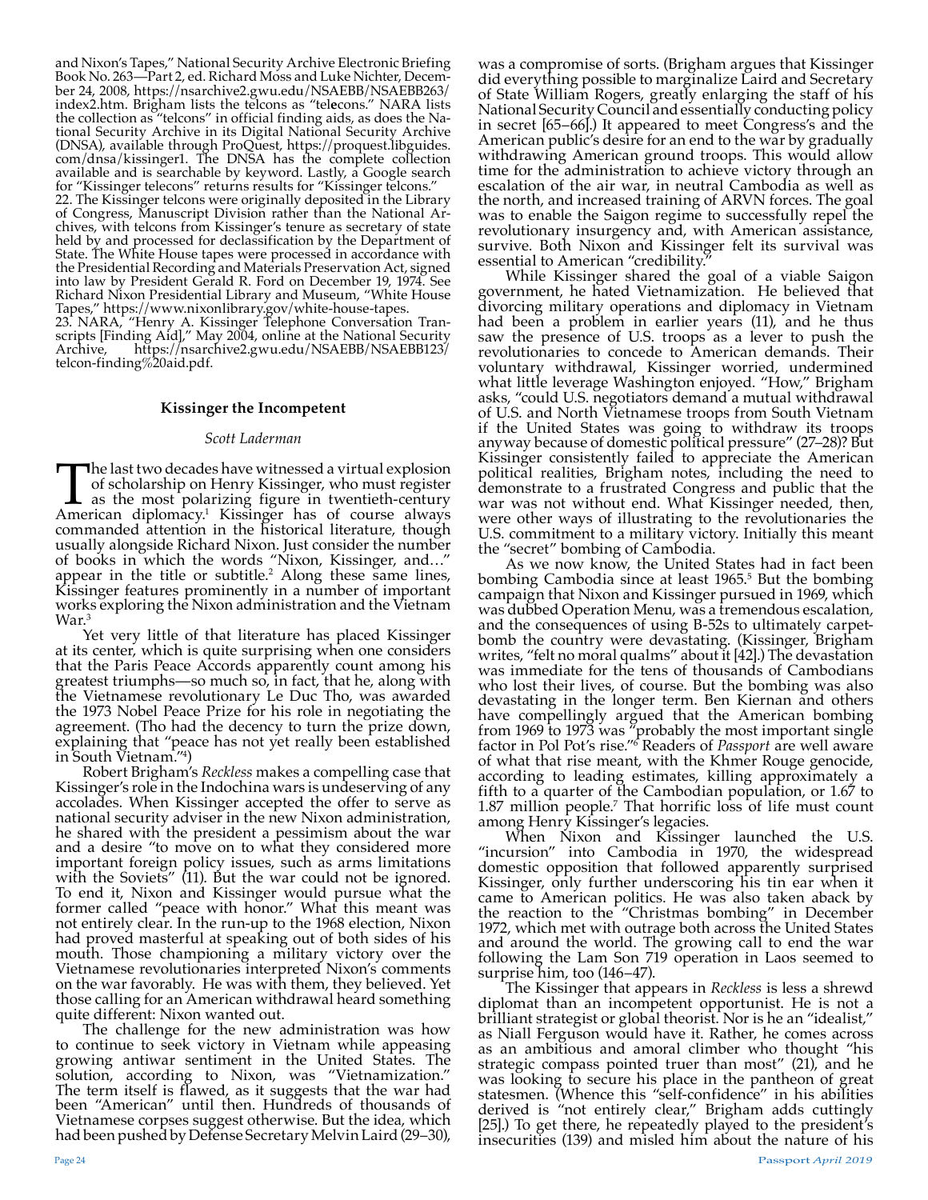and Nixon's Tapes," National Security Archive Electronic Briefing Book No. 263—Part 2, ed. Richard Moss and Luke Nichter, December 24, 2008, https://nsarchive2.gwu.edu/NSAEBB/NSAEBB263/index2.htm. Brigham lists the telcons as "tel**e**cons." NARA lists the collection as "telcons" in official finding aids, as does the National Security Archive in its Digital National Security Archive (DNSA), available through ProQuest, https://proquest.libguides.com/dnsa/kissinger1. The DNSA has the complete collection available and is searchable by keyword. Lastly, a Google search for "Kissinger telecons" returns results for "Kissinger telcons."

22. The Kissinger telcons were originally deposited in the Library of Congress, Manuscript Division rather than the National Archives, with telcons from Kissinger's tenure as secretary of state held by and processed for declassification by the Department of State. The White House tapes were processed in accordance with the Presidential Recording and Materials Preservation Act, signed into law by President Gerald R. Ford on December 19, 1974. See Richard Nixon Presidential Library and Museum, "White House Tapes," https://www.nixonlibrary.gov/white-house-tapes.

23. NARA, "Henry A. Kissinger Telephone Conversation Transcripts [Finding Aid]," May 2004, online at the National Security Archive, https://nsarchive2.gwu.edu/NSAEBB/NSAEBB123/telcon-finding%20aid.pdf.

## Kissinger the Incompetent

*Scott Laderman*

The last two decades have witnessed a virtual explosion of scholarship on Henry Kissinger, who must register as the most polarizing figure in twentieth-century American diplomacy.[1] Kissinger has of course always commanded attention in the historical literature, though usually alongside Richard Nixon. Just consider the number of books in which the words "Nixon, Kissinger, and…" appear in the title or subtitle.[2] Along these same lines, Kissinger features prominently in a number of important works exploring the Nixon administration and the Vietnam War.[3]

Yet very little of that literature has placed Kissinger at its center, which is quite surprising when one considers that the Paris Peace Accords apparently count among his greatest triumphs—so much so, in fact, that he, along with the Vietnamese revolutionary Le Duc Tho, was awarded the 1973 Nobel Peace Prize for his role in negotiating the agreement. (Tho had the decency to turn the prize down, explaining that "peace has not yet really been established in South Vietnam."[4])

Robert Brigham's *Reckless* makes a compelling case that Kissinger's role in the Indochina wars is undeserving of any accolades. When Kissinger accepted the offer to serve as national security adviser in the new Nixon administration, he shared with the president a pessimism about the war and a desire "to move on to what they considered more important foreign policy issues, such as arms limitations with the Soviets" (11). But the war could not be ignored. To end it, Nixon and Kissinger would pursue what the former called "peace with honor." What this meant was not entirely clear. In the run-up to the 1968 election, Nixon had proved masterful at speaking out of both sides of his mouth. Those championing a military victory over the Vietnamese revolutionaries interpreted Nixon's comments on the war favorably. He was with them, they believed. Yet those calling for an American withdrawal heard something quite different: Nixon wanted out.

The challenge for the new administration was how to continue to seek victory in Vietnam while appeasing growing antiwar sentiment in the United States. The solution, according to Nixon, was "Vietnamization." The term itself is flawed, as it suggests that the war had been "American" until then. Hundreds of thousands of Vietnamese corpses suggest otherwise. But the idea, which had been pushed by Defense Secretary Melvin Laird (29–30), was a compromise of sorts. (Brigham argues that Kissinger did everything possible to marginalize Laird and Secretary of State William Rogers, greatly enlarging the staff of his National Security Council and essentially conducting policy in secret [65–66].) It appeared to meet Congress's and the American public's desire for an end to the war by gradually withdrawing American ground troops. This would allow time for the administration to achieve victory through an escalation of the air war, in neutral Cambodia as well as the north, and increased training of ARVN forces. The goal was to enable the Saigon regime to successfully repel the revolutionary insurgency and, with American assistance, survive. Both Nixon and Kissinger felt its survival was essential to American "credibility."

While Kissinger shared the goal of a viable Saigon government, he hated Vietnamization. He believed that divorcing military operations and diplomacy in Vietnam had been a problem in earlier years (11), and he thus saw the presence of U.S. troops as a lever to push the revolutionaries to concede to American demands. Their voluntary withdrawal, Kissinger worried, undermined what little leverage Washington enjoyed. "How," Brigham asks, "could U.S. negotiators demand a mutual withdrawal of U.S. and North Vietnamese troops from South Vietnam if the United States was going to withdraw its troops anyway because of domestic political pressure" (27–28)? But Kissinger consistently failed to appreciate the American political realities, Brigham notes, including the need to demonstrate to a frustrated Congress and public that the war was not without end. What Kissinger needed, then, were other ways of illustrating to the revolutionaries the U.S. commitment to a military victory. Initially this meant the "secret" bombing of Cambodia.

As we now know, the United States had in fact been bombing Cambodia since at least 1965.[5] But the bombing campaign that Nixon and Kissinger pursued in 1969, which was dubbed Operation Menu, was a tremendous escalation, and the consequences of using B-52s to ultimately carpet-bomb the country were devastating. (Kissinger, Brigham writes, "felt no moral qualms" about it [42].) The devastation was immediate for the tens of thousands of Cambodians who lost their lives, of course. But the bombing was also devastating in the longer term. Ben Kiernan and others have compellingly argued that the American bombing from 1969 to 1973 was "probably the most important single factor in Pol Pot's rise."[6] Readers of *Passport* are well aware of what that rise meant, with the Khmer Rouge genocide, according to leading estimates, killing approximately a fifth to a quarter of the Cambodian population, or 1.67 to 1.87 million people.[7] That horrific loss of life must count among Henry Kissinger's legacies.

When Nixon and Kissinger launched the U.S. "incursion" into Cambodia in 1970, the widespread domestic opposition that followed apparently surprised Kissinger, only further underscoring his tin ear when it came to American politics. He was also taken aback by the reaction to the "Christmas bombing" in December 1972, which met with outrage both across the United States and around the world. The growing call to end the war following the Lam Son 719 operation in Laos seemed to surprise him, too (146–47).

The Kissinger that appears in *Reckless* is less a shrewd diplomat than an incompetent opportunist. He is not a brilliant strategist or global theorist. Nor is he an "idealist," as Niall Ferguson would have it. Rather, he comes across as an ambitious and amoral climber who thought "his strategic compass pointed truer than most" (21), and he was looking to secure his place in the pantheon of great statesmen. (Whence this "self-confidence" in his abilities derived is "not entirely clear," Brigham adds cuttingly [25].) To get there, he repeatedly played to the president's insecurities (139) and misled him about the nature of his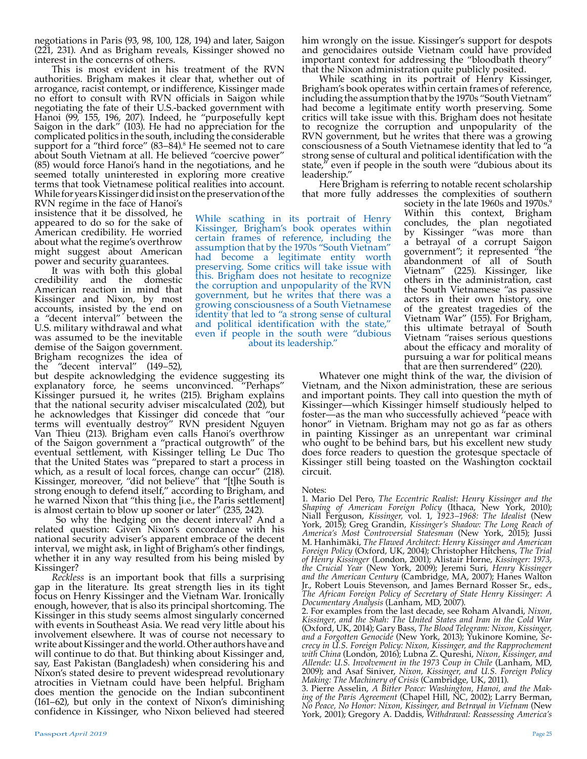negotiations in Paris (93, 98, 100, 128, 194) and later, Saigon (221, 231). And as Brigham reveals, Kissinger showed no interest in the concerns of others.

This is most evident in his treatment of the RVN authorities. Brigham makes it clear that, whether out of arrogance, racist contempt, or indifference, Kissinger made no effort to consult with RVN officials in Saigon while negotiating the fate of their U.S.-backed government with Hanoi (99, 155, 196, 207). Indeed, he "purposefully kept Saigon in the dark" (103). He had no appreciation for the complicated politics in the south, including the considerable support for a "third force" (83–84).[8] He seemed not to care about South Vietnam at all. He believed "coercive power" (85) would force Hanoi's hand in the negotiations, and he seemed totally uninterested in exploring more creative terms that took Vietnamese political realities into account. While for years Kissinger did insist on the preservation of the RVN regime in the face of Hanoi's insistence that it be dissolved, he appeared to do so for the sake of American credibility. He worried about what the regime's overthrow might suggest about American power and security guarantees.

It was with both this global credibility and the domestic American reaction in mind that Kissinger and Nixon, by most accounts, insisted by the end on a "decent interval" between the U.S. military withdrawal and what was assumed to be the inevitable demise of the Saigon government. Brigham recognizes the idea of the "decent interval" (149–52), but despite acknowledging the evidence suggesting its explanatory force, he seems unconvinced. "Perhaps" Kissinger pursued it, he writes (215). Brigham explains that the national security adviser miscalculated (202), but he acknowledges that Kissinger did concede that "our terms will eventually destroy" RVN president Nguyen Van Thieu (213). Brigham even calls Hanoi's overthrow of the Saigon government a "practical outgrowth" of the eventual settlement, with Kissinger telling Le Duc Tho that the United States was "prepared to start a process in which, as a result of local forces, change can occur" (218). Kissinger, moreover, "did not believe" that "[t]he South is strong enough to defend itself," according to Brigham, and he warned Nixon that "this thing [i.e., the Paris settlement] is almost certain to blow up sooner or later" (235, 242).

So why the hedging on the decent interval? And a related question: Given Nixon's concordance with his national security adviser's apparent embrace of the decent interval, we might ask, in light of Brigham's other findings, whether it in any way resulted from his being misled by Kissinger?

*Reckless* is an important book that fills a surprising gap in the literature. Its great strength lies in its tight focus on Henry Kissinger and the Vietnam War. Ironically enough, however, that is also its principal shortcoming. The Kissinger in this study seems almost singularly concerned with events in Southeast Asia. We read very little about his involvement elsewhere. It was of course not necessary to write about Kissinger and the world. Other authors have and will continue to do that. But thinking about Kissinger and, say, East Pakistan (Bangladesh) when considering his and Nixon's stated desire to prevent widespread revolutionary atrocities in Vietnam could have been helpful. Brigham does mention the genocide on the Indian subcontinent (161–62), but only in the context of Nixon's diminishing confidence in Kissinger, who Nixon believed had steered him wrongly on the issue. Kissinger's support for despots and genocidaires outside Vietnam could have provided important context for addressing the "bloodbath theory" that the Nixon administration quite publicly posited.

While scathing in its portrait of Henry Kissinger, Brigham's book operates within certain frames of reference, including the assumption that by the 1970s "South Vietnam" had become a legitimate entity worth preserving. Some critics will take issue with this. Brigham does not hesitate to recognize the corruption and unpopularity of the RVN government, but he writes that there was a growing consciousness of a South Vietnamese identity that led to "a strong sense of cultural and political identification with the state," even if people in the south were "dubious about its leadership."

Here Brigham is referring to notable recent scholarship that more fully addresses the complexities of southern society in the late 1960s and 1970s.[9] Within this context, Brigham concludes, the plan negotiated by Kissinger "was more than a betrayal of a corrupt Saigon government"; it represented "the abandonment of all of South Vietnam" (225). Kissinger, like others in the administration, cast the South Vietnamese "as passive actors in their own history, one of the greatest tragedies of the Vietnam War" (155). For Brigham, this ultimate betrayal of South Vietnam "raises serious questions about the efficacy and morality of pursuing a war for political means that are then surrendered" (220).

Whatever one might think of the war, the division of Vietnam, and the Nixon administration, these are serious and important points. They call into question the myth of Kissinger—which Kissinger himself studiously helped to foster—as the man who successfully achieved "peace with honor" in Vietnam. Brigham may not go as far as others in painting Kissinger as an unrepentant war criminal who ought to be behind bars, but his excellent new study does force readers to question the grotesque spectacle of Kissinger still being toasted on the Washington cocktail circuit.

Notes:

1. Mario Del Pero, *The Eccentric Realist: Henry Kissinger and the Shaping of American Foreign Policy* (Ithaca, New York, 2010); Niall Ferguson, *Kissinger,* vol. 1, *1923–1968: The Idealist* (New York, 2015); Greg Grandin, *Kissinger's Shadow: The Long Reach of America's Most Controversial Statesman* (New York, 2015); Jussi M. Hanhimäki, *The Flawed Architect: Henry Kissinger and American Foreign Policy* (Oxford, UK, 2004); Christopher Hitchens, *The Trial of Henry Kissinger* (London, 2001); Alistair Horne, *Kissinger: 1973, the Crucial Year* (New York, 2009); Jeremi Suri, *Henry Kissinger and the American Century* (Cambridge, MA, 2007); Hanes Walton Jr., Robert Louis Stevenson, and James Bernard Rosser Sr., eds., *The African Foreign Policy of Secretary of State Henry Kissinger: A Documentary Analysis* (Lanham, MD, 2007).
2. For examples from the last decade, see Roham Alvandi, *Nixon, Kissinger, and the Shah: The United States and Iran in the Cold War* (Oxford, UK, 2014); Gary Bass, *The Blood Telegram: Nixon, Kissinger, and a Forgotten Genocide* (New York, 2013); Yukinore Komine, *Secrecy in U.S. Foreign Policy: Nixon, Kissinger, and the Rapprochement with China* (London, 2016); Lubna Z. Qureshi, *Nixon, Kissinger, and Allende: U.S. Involvement in the 1973 Coup in Chile* (Lanham, MD, 2009); and Asaf Siniver, *Nixon, Kissinger, and U.S. Foreign Policy Making: The Machinery of Crisis* (Cambridge, UK, 2011).
3. Pierre Asselin, *A Bitter Peace: Washington, Hanoi, and the Making of the Paris Agreement* (Chapel Hill, NC, 2002); Larry Berman, *No Peace, No Honor: Nixon, Kissinger, and Betrayal in Vietnam* (New York, 2001); Gregory A. Daddis, *Withdrawal: Reassessing America's*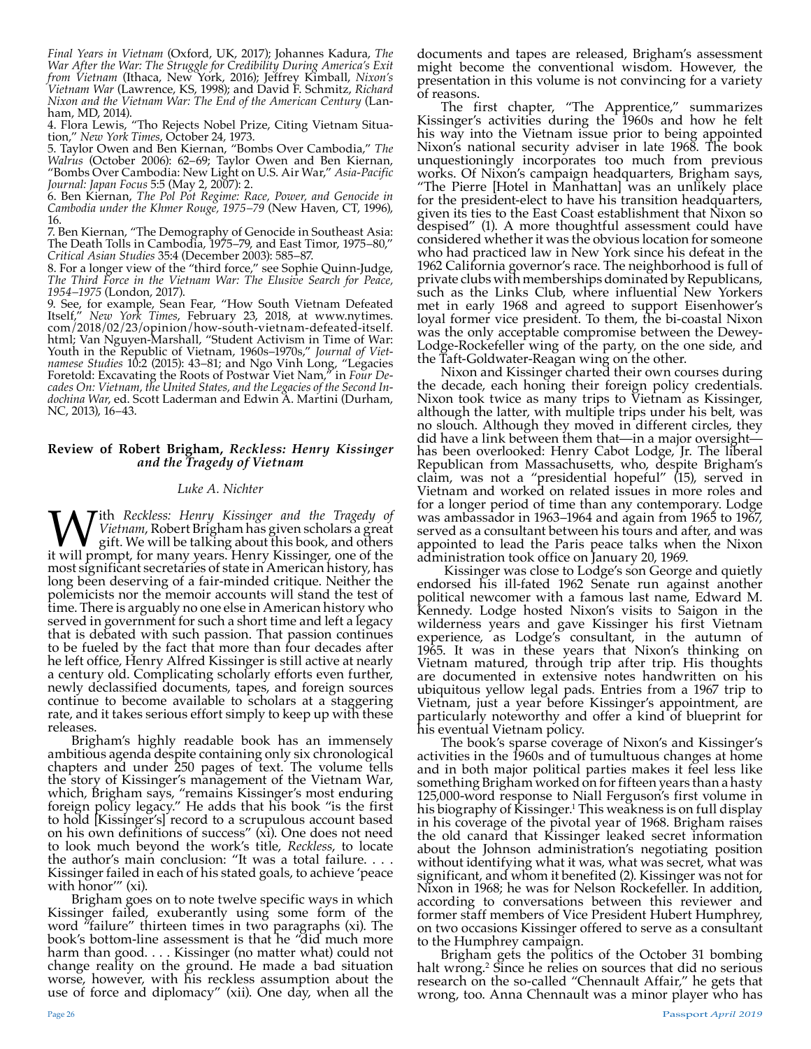*Final Years in Vietnam* (Oxford, UK, 2017); Johannes Kadura, *The War After the War: The Struggle for Credibility During America's Exit from Vietnam* (Ithaca, New York, 2016); Jeffrey Kimball, *Nixon's Vietnam War* (Lawrence, KS, 1998); and David F. Schmitz, *Richard Nixon and the Vietnam War: The End of the American Century* (Lanham, MD, 2014).

4. Flora Lewis, "Tho Rejects Nobel Prize, Citing Vietnam Situation," *New York Times*, October 24, 1973.

5. Taylor Owen and Ben Kiernan, "Bombs Over Cambodia," *The Walrus* (October 2006): 62–69; Taylor Owen and Ben Kiernan, "Bombs Over Cambodia: New Light on U.S. Air War," *Asia-Pacific Journal: Japan Focus* 5:5 (May 2, 2007): 2.

6. Ben Kiernan, *The Pol Pot Regime: Race, Power, and Genocide in Cambodia under the Khmer Rouge, 1975–79* (New Haven, CT, 1996), 16.

7. Ben Kiernan, "The Demography of Genocide in Southeast Asia: The Death Tolls in Cambodia, 1975–79, and East Timor, 1975–80," *Critical Asian Studies* 35:4 (December 2003): 585–87.

8. For a longer view of the "third force," see Sophie Quinn-Judge, *The Third Force in the Vietnam War: The Elusive Search for Peace, 1954–1975* (London, 2017).

9. See, for example, Sean Fear, "How South Vietnam Defeated Itself," *New York Times*, February 23, 2018, at www.nytimes.com/2018/02/23/opinion/how-south-vietnam-defeated-itself.html; Van Nguyen-Marshall, "Student Activism in Time of War: Youth in the Republic of Vietnam, 1960s–1970s," *Journal of Vietnamese Studies* 10:2 (2015): 43–81; and Ngo Vinh Long, "Legacies Foretold: Excavating the Roots of Postwar Viet Nam," in *Four Decades On: Vietnam, the United States, and the Legacies of the Second Indochina War*, ed. Scott Laderman and Edwin A. Martini (Durham, NC, 2013), 16–43.

## Review of Robert Brigham, *Reckless: Henry Kissinger and the Tragedy of Vietnam*

*Luke A. Nichter*

With *Reckless: Henry Kissinger and the Tragedy of Vietnam*, Robert Brigham has given scholars a great gift. We will be talking about this book, and others it will prompt, for many years. Henry Kissinger, one of the most significant secretaries of state in American history, has long been deserving of a fair-minded critique. Neither the polemicists nor the memoir accounts will stand the test of time. There is arguably no one else in American history who served in government for such a short time and left a legacy that is debated with such passion. That passion continues to be fueled by the fact that more than four decades after he left office, Henry Alfred Kissinger is still active at nearly a century old. Complicating scholarly efforts even further, newly declassified documents, tapes, and foreign sources continue to become available to scholars at a staggering rate, and it takes serious effort simply to keep up with these releases.

Brigham's highly readable book has an immensely ambitious agenda despite containing only six chronological chapters and under 250 pages of text. The volume tells the story of Kissinger's management of the Vietnam War, which, Brigham says, "remains Kissinger's most enduring foreign policy legacy." He adds that his book "is the first to hold [Kissinger's] record to a scrupulous account based on his own definitions of success" (xi). One does not need to look much beyond the work's title, *Reckless*, to locate the author's main conclusion: "It was a total failure. . . . Kissinger failed in each of his stated goals, to achieve 'peace with honor'" (xi).

Brigham goes on to note twelve specific ways in which Kissinger failed, exuberantly using some form of the word "failure" thirteen times in two paragraphs (xi). The book's bottom-line assessment is that he "did much more harm than good. . . . Kissinger (no matter what) could not change reality on the ground. He made a bad situation worse, however, with his reckless assumption about the use of force and diplomacy" (xii). One day, when all the documents and tapes are released, Brigham's assessment might become the conventional wisdom. However, the presentation in this volume is not convincing for a variety of reasons.

The first chapter, "The Apprentice," summarizes Kissinger's activities during the 1960s and how he felt his way into the Vietnam issue prior to being appointed Nixon's national security adviser in late 1968. The book unquestioningly incorporates too much from previous works. Of Nixon's campaign headquarters, Brigham says, "The Pierre [Hotel in Manhattan] was an unlikely place for the president-elect to have his transition headquarters, given its ties to the East Coast establishment that Nixon so despised" (1). A more thoughtful assessment could have considered whether it was the obvious location for someone who had practiced law in New York since his defeat in the 1962 California governor's race. The neighborhood is full of private clubs with memberships dominated by Republicans, such as the Links Club, where influential New Yorkers met in early 1968 and agreed to support Eisenhower's loyal former vice president. To them, the bi-coastal Nixon was the only acceptable compromise between the Dewey-Lodge-Rockefeller wing of the party, on the one side, and the Taft-Goldwater-Reagan wing on the other.

Nixon and Kissinger charted their own courses during the decade, each honing their foreign policy credentials. Nixon took twice as many trips to Vietnam as Kissinger, although the latter, with multiple trips under his belt, was no slouch. Although they moved in different circles, they did have a link between them that—in a major oversight—has been overlooked: Henry Cabot Lodge, Jr. The liberal Republican from Massachusetts, who, despite Brigham's claim, was not a "presidential hopeful" (15), served in Vietnam and worked on related issues in more roles and for a longer period of time than any contemporary. Lodge was ambassador in 1963–1964 and again from 1965 to 1967, served as a consultant between his tours and after, and was appointed to lead the Paris peace talks when the Nixon administration took office on January 20, 1969.

Kissinger was close to Lodge's son George and quietly endorsed his ill-fated 1962 Senate run against another political newcomer with a famous last name, Edward M. Kennedy. Lodge hosted Nixon's visits to Saigon in the wilderness years and gave Kissinger his first Vietnam experience, as Lodge's consultant, in the autumn of 1965. It was in these years that Nixon's thinking on Vietnam matured, through trip after trip. His thoughts are documented in extensive notes handwritten on his ubiquitous yellow legal pads. Entries from a 1967 trip to Vietnam, just a year before Kissinger's appointment, are particularly noteworthy and offer a kind of blueprint for his eventual Vietnam policy.

The book's sparse coverage of Nixon's and Kissinger's activities in the 1960s and of tumultuous changes at home and in both major political parties makes it feel less like something Brigham worked on for fifteen years than a hasty 125,000-word response to Niall Ferguson's first volume in his biography of Kissinger.[1] This weakness is on full display in his coverage of the pivotal year of 1968. Brigham raises the old canard that Kissinger leaked secret information about the Johnson administration's negotiating position without identifying what it was, what was secret, what was significant, and whom it benefited (2). Kissinger was not for Nixon in 1968; he was for Nelson Rockefeller. In addition, according to conversations between this reviewer and former staff members of Vice President Hubert Humphrey, on two occasions Kissinger offered to serve as a consultant to the Humphrey campaign.

Brigham gets the politics of the October 31 bombing halt wrong.[2] Since he relies on sources that did no serious research on the so-called "Chennault Affair," he gets that wrong, too. Anna Chennault was a minor player who has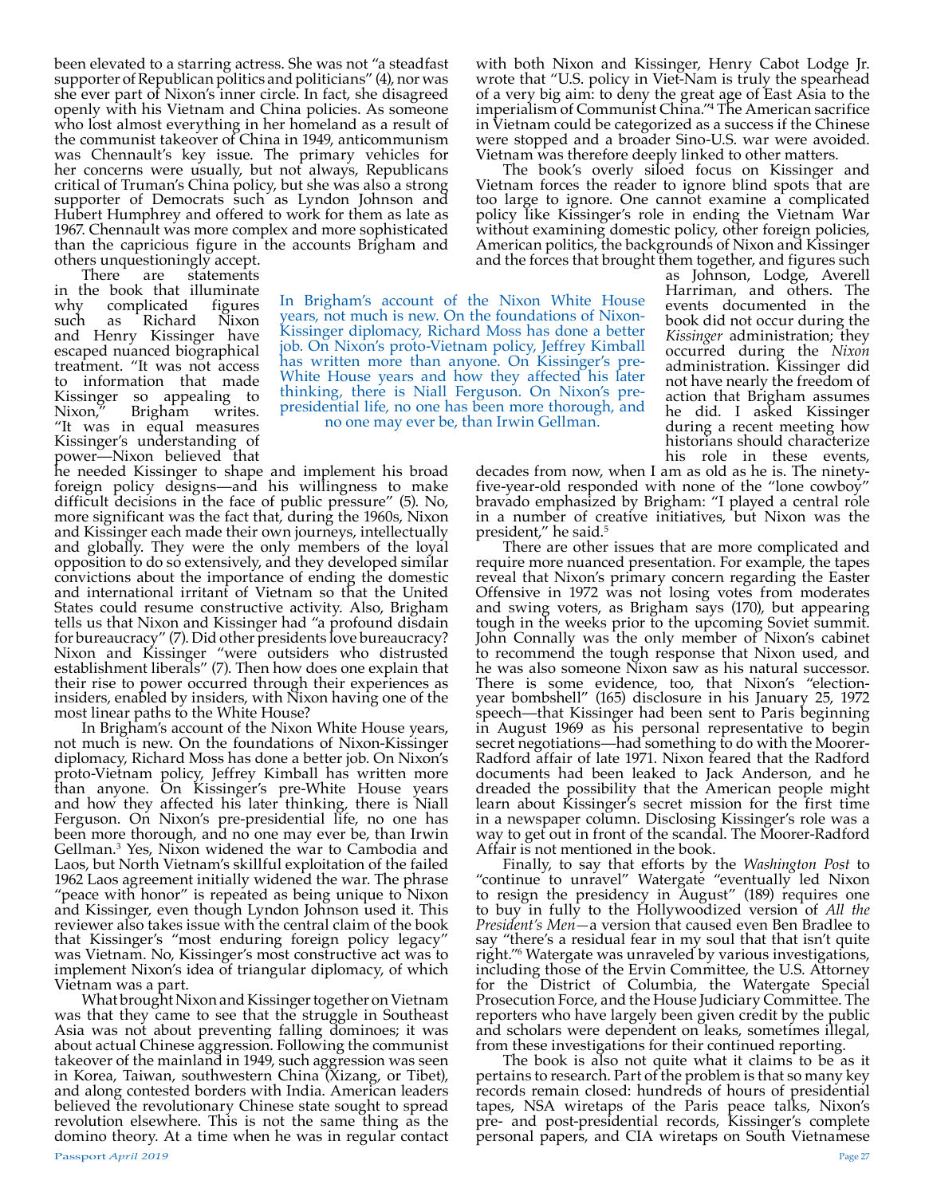been elevated to a starring actress. She was not "a steadfast supporter of Republican politics and politicians" (4), nor was she ever part of Nixon's inner circle. In fact, she disagreed openly with his Vietnam and China policies. As someone who lost almost everything in her homeland as a result of the communist takeover of China in 1949, anticommunism was Chennault's key issue. The primary vehicles for her concerns were usually, but not always, Republicans critical of Truman's China policy, but she was also a strong supporter of Democrats such as Lyndon Johnson and Hubert Humphrey and offered to work for them as late as 1967. Chennault was more complex and more sophisticated than the capricious figure in the accounts Brigham and others unquestioningly accept.

There are statements in the book that illuminate why complicated figures such as Richard Nixon and Henry Kissinger have escaped nuanced biographical treatment. "It was not access to information that made Kissinger so appealing to Nixon," Brigham writes. "It was in equal measures Kissinger's understanding of power—Nixon believed that he needed Kissinger to shape and implement his broad foreign policy designs—and his willingness to make difficult decisions in the face of public pressure" (5). No, more significant was the fact that, during the 1960s, Nixon and Kissinger each made their own journeys, intellectually and globally. They were the only members of the loyal opposition to do so extensively, and they developed similar convictions about the importance of ending the domestic and international irritant of Vietnam so that the United States could resume constructive activity. Also, Brigham tells us that Nixon and Kissinger had "a profound disdain for bureaucracy" (7). Did other presidents love bureaucracy? Nixon and Kissinger "were outsiders who distrusted establishment liberals" (7). Then how does one explain that their rise to power occurred through their experiences as insiders, enabled by insiders, with Nixon having one of the most linear paths to the White House?

In Brigham's account of the Nixon White House years, not much is new. On the foundations of Nixon-Kissinger diplomacy, Richard Moss has done a better job. On Nixon's proto-Vietnam policy, Jeffrey Kimball has written more than anyone. On Kissinger's pre-White House years and how they affected his later thinking, there is Niall Ferguson. On Nixon's pre-presidential life, no one has been more thorough, and no one may ever be, than Irwin Gellman.[3] Yes, Nixon widened the war to Cambodia and Laos, but North Vietnam's skillful exploitation of the failed 1962 Laos agreement initially widened the war. The phrase "peace with honor" is repeated as being unique to Nixon and Kissinger, even though Lyndon Johnson used it. This reviewer also takes issue with the central claim of the book that Kissinger's "most enduring foreign policy legacy" was Vietnam. No, Kissinger's most constructive act was to implement Nixon's idea of triangular diplomacy, of which Vietnam was a part.

What brought Nixon and Kissinger together on Vietnam was that they came to see that the struggle in Southeast Asia was not about preventing falling dominoes; it was about actual Chinese aggression. Following the communist takeover of the mainland in 1949, such aggression was seen in Korea, Taiwan, southwestern China (Xizang, or Tibet), and along contested borders with India. American leaders believed the revolutionary Chinese state sought to spread revolution elsewhere. This is not the same thing as the domino theory. At a time when he was in regular contact with both Nixon and Kissinger, Henry Cabot Lodge Jr. wrote that "U.S. policy in Viet-Nam is truly the spearhead of a very big aim: to deny the great age of East Asia to the imperialism of Communist China."[4] The American sacrifice in Vietnam could be categorized as a success if the Chinese were stopped and a broader Sino-U.S. war were avoided. Vietnam was therefore deeply linked to other matters.

The book's overly siloed focus on Kissinger and Vietnam forces the reader to ignore blind spots that are too large to ignore. One cannot examine a complicated policy like Kissinger's role in ending the Vietnam War without examining domestic policy, other foreign policies, American politics, the backgrounds of Nixon and Kissinger and the forces that brought them together, and figures such as Johnson, Lodge, Averell Harriman, and others. The events documented in the book did not occur during the *Kissinger* administration; they occurred during the *Nixon* administration. Kissinger did not have nearly the freedom of action that Brigham assumes he did. I asked Kissinger during a recent meeting how historians should characterize his role in these events, decades from now, when I am as old as he is. The ninety-five-year-old responded with none of the "lone cowboy" bravado emphasized by Brigham: "I played a central role in a number of creative initiatives, but Nixon was the president," he said.[5]

There are other issues that are more complicated and require more nuanced presentation. For example, the tapes reveal that Nixon's primary concern regarding the Easter Offensive in 1972 was not losing votes from moderates and swing voters, as Brigham says (170), but appearing tough in the weeks prior to the upcoming Soviet summit. John Connally was the only member of Nixon's cabinet to recommend the tough response that Nixon used, and he was also someone Nixon saw as his natural successor. There is some evidence, too, that Nixon's "election-year bombshell" (165) disclosure in his January 25, 1972 speech—that Kissinger had been sent to Paris beginning in August 1969 as his personal representative to begin secret negotiations—had something to do with the Moorer-Radford affair of late 1971. Nixon feared that the Radford documents had been leaked to Jack Anderson, and he dreaded the possibility that the American people might learn about Kissinger's secret mission for the first time in a newspaper column. Disclosing Kissinger's role was a way to get out in front of the scandal. The Moorer-Radford Affair is not mentioned in the book.

Finally, to say that efforts by the *Washington Post* to "continue to unravel" Watergate "eventually led Nixon to resign the presidency in August" (189) requires one to buy in fully to the Hollywoodized version of *All the President's Men*—a version that caused even Ben Bradlee to say "there's a residual fear in my soul that that isn't quite right."[6] Watergate was unraveled by various investigations, including those of the Ervin Committee, the U.S. Attorney for the District of Columbia, the Watergate Special Prosecution Force, and the House Judiciary Committee. The reporters who have largely been given credit by the public and scholars were dependent on leaks, sometimes illegal, from these investigations for their continued reporting.

The book is also not quite what it claims to be as it pertains to research. Part of the problem is that so many key records remain closed: hundreds of hours of presidential tapes, NSA wiretaps of the Paris peace talks, Nixon's pre- and post-presidential records, Kissinger's complete personal papers, and CIA wiretaps on South Vietnamese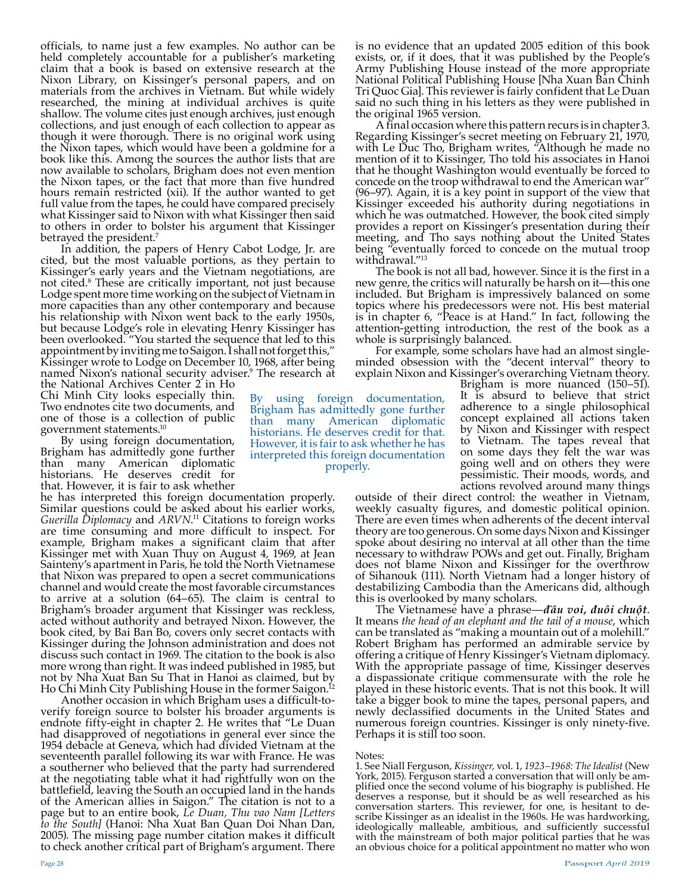officials, to name just a few examples. No author can be held completely accountable for a publisher's marketing claim that a book is based on extensive research at the Nixon Library, on Kissinger's personal papers, and on materials from the archives in Vietnam. But while widely researched, the mining at individual archives is quite shallow. The volume cites just enough archives, just enough collections, and just enough of each collection to appear as though it were thorough. There is no original work using the Nixon tapes, which would have been a goldmine for a book like this. Among the sources the author lists that are now available to scholars, Brigham does not even mention the Nixon tapes, or the fact that more than five hundred hours remain restricted (xii). If the author wanted to get full value from the tapes, he could have compared precisely what Kissinger said to Nixon with what Kissinger then said to others in order to bolster his argument that Kissinger betrayed the president.[7]

In addition, the papers of Henry Cabot Lodge, Jr. are cited, but the most valuable portions, as they pertain to Kissinger's early years and the Vietnam negotiations, are not cited.[8] These are critically important, not just because Lodge spent more time working on the subject of Vietnam in more capacities than any other contemporary and because his relationship with Nixon went back to the early 1950s, but because Lodge's role in elevating Henry Kissinger has been overlooked. "You started the sequence that led to this appointment by inviting me to Saigon. I shall not forget this," Kissinger wrote to Lodge on December 10, 1968, after being named Nixon's national security adviser.[9] The research at the National Archives Center 2 in Ho Chi Minh City looks especially thin. Two endnotes cite two documents, and one of those is a collection of public government statements.[10]

By using foreign documentation, Brigham has admittedly gone further than many American diplomatic historians. He deserves credit for that. However, it is fair to ask whether he has interpreted this foreign documentation properly. Similar questions could be asked about his earlier works, *Guerilla Diplomacy* and *ARVN*.[11] Citations to foreign works are time consuming and more difficult to inspect. For example, Brigham makes a significant claim that after Kissinger met with Xuan Thuy on August 4, 1969, at Jean Sainteny's apartment in Paris, he told the North Vietnamese that Nixon was prepared to open a secret communications channel and would create the most favorable circumstances to arrive at a solution (64–65). The claim is central to Brigham's broader argument that Kissinger was reckless, acted without authority and betrayed Nixon. However, the book cited, by Bai Ban Bo, covers only secret contacts with Kissinger during the Johnson administration and does not discuss such contact in 1969. The citation to the book is also more wrong than right. It was indeed published in 1985, but not by Nha Xuat Ban Su That in Hanoi as claimed, but by Ho Chi Minh City Publishing House in the former Saigon.[12]

Another occasion in which Brigham uses a difficult-to-verify foreign source to bolster his broader arguments is endnote fifty-eight in chapter 2. He writes that "Le Duan had disapproved of negotiations in general ever since the 1954 debacle at Geneva, which had divided Vietnam at the seventeenth parallel following its war with France. He was a southerner who believed that the party had surrendered at the negotiating table what it had rightfully won on the battlefield, leaving the South an occupied land in the hands of the American allies in Saigon." The citation is not to a page but to an entire book, *Le Duan, Thu vao Nam [Letters to the South]* (Hanoi: Nha Xuat Ban Quan Doi Nhan Dan, 2005). The missing page number citation makes it difficult to check another critical part of Brigham's argument. There is no evidence that an updated 2005 edition of this book exists, or, if it does, that it was published by the People's Army Publishing House instead of the more appropriate National Political Publishing House [Nha Xuan Ban Chinh Tri Quoc Gia]. This reviewer is fairly confident that Le Duan said no such thing in his letters as they were published in the original 1965 version.

A final occasion where this pattern recurs is in chapter 3. Regarding Kissinger's secret meeting on February 21, 1970, with Le Duc Tho, Brigham writes, "Although he made no mention of it to Kissinger, Tho told his associates in Hanoi that he thought Washington would eventually be forced to concede on the troop withdrawal to end the American war" (96–97). Again, it is a key point in support of the view that Kissinger exceeded his authority during negotiations in which he was outmatched. However, the book cited simply provides a report on Kissinger's presentation during their meeting, and Tho says nothing about the United States being "eventually forced to concede on the mutual troop withdrawal."[13]

The book is not all bad, however. Since it is the first in a new genre, the critics will naturally be harsh on it—this one included. But Brigham is impressively balanced on some topics where his predecessors were not. His best material is in chapter 6, "Peace is at Hand." In fact, following the attention-getting introduction, the rest of the book as a whole is surprisingly balanced.

For example, some scholars have had an almost single-minded obsession with the "decent interval" theory to explain Nixon and Kissinger's overarching Vietnam theory. Brigham is more nuanced (150–51). It is absurd to believe that strict adherence to a single philosophical concept explained all actions taken by Nixon and Kissinger with respect to Vietnam. The tapes reveal that on some days they felt the war was going well and on others they were pessimistic. Their moods, words, and actions revolved around many things outside of their direct control: the weather in Vietnam, weekly casualty figures, and domestic political opinion. There are even times when adherents of the decent interval theory are too generous. On some days Nixon and Kissinger spoke about desiring no interval at all other than the time necessary to withdraw POWs and get out. Finally, Brigham does not blame Nixon and Kissinger for the overthrow of Sihanouk (111). North Vietnam had a longer history of destabilizing Cambodia than the Americans did, although this is overlooked by many scholars.

The Vietnamese have a phrase—***đầu voi, đuôi chuột***. It means *the head of an elephant and the tail of a mouse*, which can be translated as "making a mountain out of a molehill." Robert Brigham has performed an admirable service by offering a critique of Henry Kissinger's Vietnam diplomacy. With the appropriate passage of time, Kissinger deserves a dispassionate critique commensurate with the role he played in these historic events. That is not this book. It will take a bigger book to mine the tapes, personal papers, and newly declassified documents in the United States and numerous foreign countries. Kissinger is only ninety-five. Perhaps it is still too soon.

Notes:

1. See Niall Ferguson, *Kissinger,* vol. 1, *1923–1968: The Idealist* (New York, 2015). Ferguson started a conversation that will only be amplified once the second volume of his biography is published. He deserves a response, but it should be as well researched as his conversation starters. This reviewer, for one, is hesitant to describe Kissinger as an idealist in the 1960s. He was hardworking, ideologically malleable, ambitious, and sufficiently successful with the mainstream of both major political parties that he was an obvious choice for a political appointment no matter who won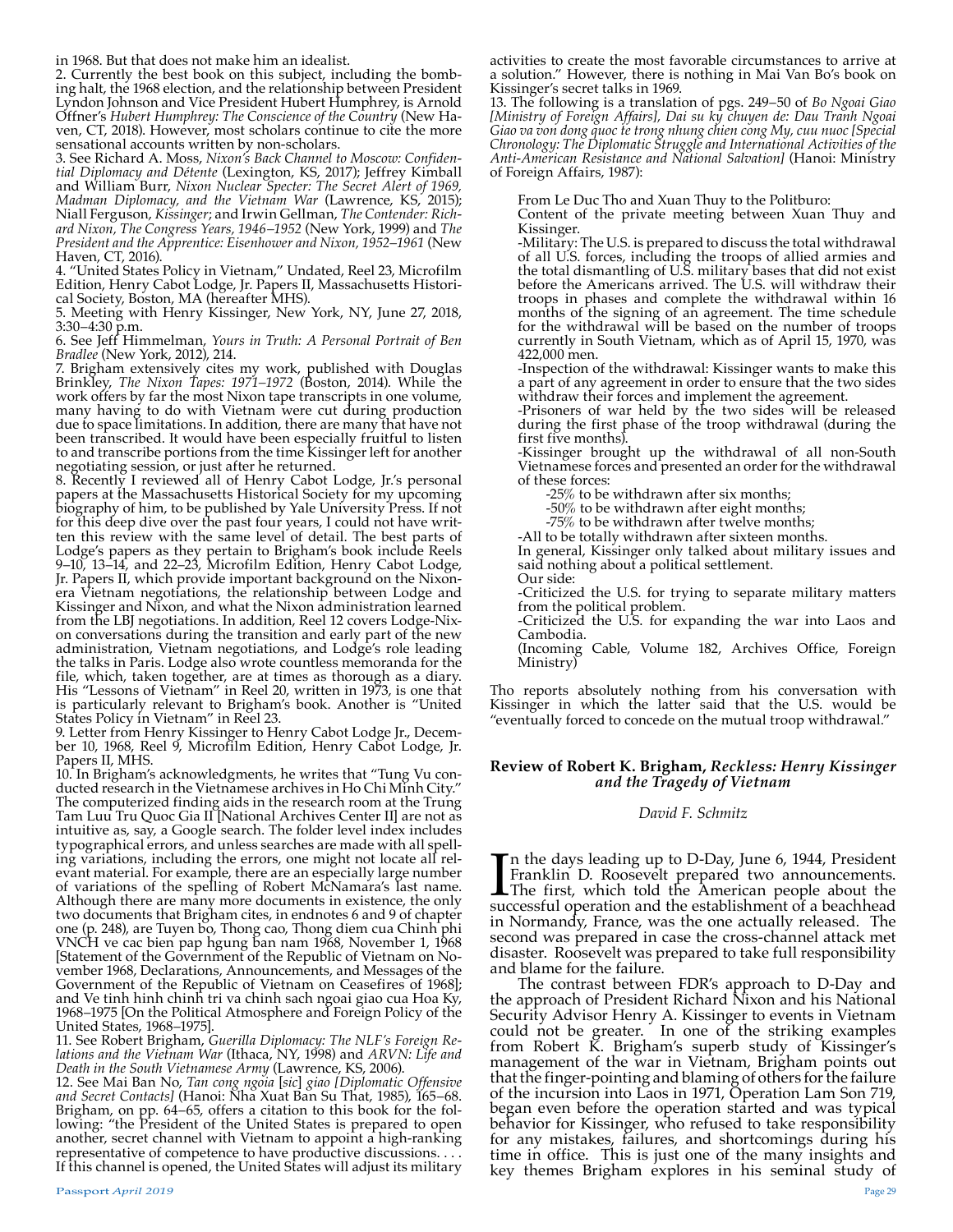in 1968. But that does not make him an idealist.

2. Currently the best book on this subject, including the bombing halt, the 1968 election, and the relationship between President Lyndon Johnson and Vice President Hubert Humphrey, is Arnold Offner's *Hubert Humphrey: The Conscience of the Country* (New Haven, CT, 2018). However, most scholars continue to cite the more sensational accounts written by non-scholars.

3. See Richard A. Moss, *Nixon's Back Channel to Moscow: Confidential Diplomacy and Détente* (Lexington, KS, 2017); Jeffrey Kimball and William Burr, *Nixon Nuclear Specter: The Secret Alert of 1969, Madman Diplomacy, and the Vietnam War* (Lawrence, KS, 2015); Niall Ferguson, *Kissinger*; and Irwin Gellman, *The Contender: Richard Nixon, The Congress Years, 1946–1952* (New York, 1999) and *The President and the Apprentice: Eisenhower and Nixon, 1952–1961* (New Haven, CT, 2016).

4. "United States Policy in Vietnam," Undated, Reel 23, Microfilm Edition, Henry Cabot Lodge, Jr. Papers II, Massachusetts Historical Society, Boston, MA (hereafter MHS).

5. Meeting with Henry Kissinger, New York, NY, June 27, 2018, 3:30–4:30 p.m.

6. See Jeff Himmelman, *Yours in Truth: A Personal Portrait of Ben Bradlee* (New York, 2012), 214.

7. Brigham extensively cites my work, published with Douglas Brinkley, *The Nixon Tapes: 1971–1972* (Boston, 2014). While the work offers by far the most Nixon tape transcripts in one volume, many having to do with Vietnam were cut during production due to space limitations. In addition, there are many that have not been transcribed. It would have been especially fruitful to listen to and transcribe portions from the time Kissinger left for another negotiating session, or just after he returned.

8. Recently I reviewed all of Henry Cabot Lodge, Jr.'s personal papers at the Massachusetts Historical Society for my upcoming biography of him, to be published by Yale University Press. If not for this deep dive over the past four years, I could not have written this review with the same level of detail. The best parts of Lodge's papers as they pertain to Brigham's book include Reels 9–10, 13–14, and 22–23, Microfilm Edition, Henry Cabot Lodge, Jr. Papers II, which provide important background on the Nixon-era Vietnam negotiations, the relationship between Lodge and Kissinger and Nixon, and what the Nixon administration learned from the LBJ negotiations. In addition, Reel 12 covers Lodge-Nixon conversations during the transition and early part of the new administration, Vietnam negotiations, and Lodge's role leading the talks in Paris. Lodge also wrote countless memoranda for the file, which, taken together, are at times as thorough as a diary. His "Lessons of Vietnam" in Reel 20, written in 1973, is one that is particularly relevant to Brigham's book. Another is "United States Policy in Vietnam" in Reel 23.

9. Letter from Henry Kissinger to Henry Cabot Lodge Jr., December 10, 1968, Reel 9, Microfilm Edition, Henry Cabot Lodge, Jr. Papers II, MHS.

10. In Brigham's acknowledgments, he writes that "Tung Vu conducted research in the Vietnamese archives in Ho Chi Minh City." The computerized finding aids in the research room at the Trung Tam Luu Tru Quoc Gia II [National Archives Center II] are not as intuitive as, say, a Google search. The folder level index includes typographical errors, and unless searches are made with all spelling variations, including the errors, one might not locate all relevant material. For example, there are an especially large number of variations of the spelling of Robert McNamara's last name. Although there are many more documents in existence, the only two documents that Brigham cites, in endnotes 6 and 9 of chapter one (p. 248), are Tuyen bo, Thong cao, Thong diem cua Chinh phi VNCH ve cac bien pap hgung ban nam 1968, November 1, 1968 [Statement of the Government of the Republic of Vietnam on November 1968, Declarations, Announcements, and Messages of the Government of the Republic of Vietnam on Ceasefires of 1968]; and Ve tinh hinh chinh tri va chinh sach ngoai giao cua Hoa Ky, 1968–1975 [On the Political Atmosphere and Foreign Policy of the United States, 1968–1975].

11. See Robert Brigham, *Guerilla Diplomacy: The NLF's Foreign Relations and the Vietnam War* (Ithaca, NY, 1998) and *ARVN: Life and Death in the South Vietnamese Army* (Lawrence, KS, 2006).

12. See Mai Ban No, *Tan cong ngoia* [*sic*] *giao [Diplomatic Offensive and Secret Contacts]* (Hanoi: Nha Xuat Ban Su That, 1985), 165–68. Brigham, on pp. 64–65, offers a citation to this book for the following: "the President of the United States is prepared to open another, secret channel with Vietnam to appoint a high-ranking representative of competence to have productive discussions. . . . If this channel is opened, the United States will adjust its military activities to create the most favorable circumstances to arrive at a solution." However, there is nothing in Mai Van Bo's book on Kissinger's secret talks in 1969.

13. The following is a translation of pgs. 249–50 of *Bo Ngoai Giao [Ministry of Foreign Affairs], Dai su ky chuyen de: Dau Tranh Ngoai Giao va von dong quoc te trong nhung chien cong My, cuu nuoc [Special Chronology: The Diplomatic Struggle and International Activities of the Anti-American Resistance and National Salvation]* (Hanoi: Ministry of Foreign Affairs, 1987):

> From Le Duc Tho and Xuan Thuy to the Politburo:
>
> Content of the private meeting between Xuan Thuy and Kissinger.
>
> -Military: The U.S. is prepared to discuss the total withdrawal of all U.S. forces, including the troops of allied armies and the total dismantling of U.S. military bases that did not exist before the Americans arrived. The U.S. will withdraw their troops in phases and complete the withdrawal within 16 months of the signing of an agreement. The time schedule for the withdrawal will be based on the number of troops currently in South Vietnam, which as of April 15, 1970, was 422,000 men.
>
> -Inspection of the withdrawal: Kissinger wants to make this a part of any agreement in order to ensure that the two sides withdraw their forces and implement the agreement.
>
> -Prisoners of war held by the two sides will be released during the first phase of the troop withdrawal (during the first five months).
>
> -Kissinger brought up the withdrawal of all non-South Vietnamese forces and presented an order for the withdrawal of these forces:
>
> -25% to be withdrawn after six months;
> -50% to be withdrawn after eight months;
> -75% to be withdrawn after twelve months;
>
> -All to be totally withdrawn after sixteen months.
>
> In general, Kissinger only talked about military issues and said nothing about a political settlement.
>
> Our side:
>
> -Criticized the U.S. for trying to separate military matters from the political problem.
>
> -Criticized the U.S. for expanding the war into Laos and Cambodia.
>
> (Incoming Cable, Volume 182, Archives Office, Foreign Ministry)

Tho reports absolutely nothing from his conversation with Kissinger in which the latter said that the U.S. would be "eventually forced to concede on the mutual troop withdrawal."

## Review of Robert K. Brigham, *Reckless: Henry Kissinger and the Tragedy of Vietnam*

*David F. Schmitz*

In the days leading up to D-Day, June 6, 1944, President Franklin D. Roosevelt prepared two announcements. The first, which told the American people about the successful operation and the establishment of a beachhead in Normandy, France, was the one actually released. The second was prepared in case the cross-channel attack met disaster. Roosevelt was prepared to take full responsibility and blame for the failure.

The contrast between FDR's approach to D-Day and the approach of President Richard Nixon and his National Security Advisor Henry A. Kissinger to events in Vietnam could not be greater. In one of the striking examples from Robert K. Brigham's superb study of Kissinger's management of the war in Vietnam, Brigham points out that the finger-pointing and blaming of others for the failure of the incursion into Laos in 1971, Operation Lam Son 719, began even before the operation started and was typical behavior for Kissinger, who refused to take responsibility for any mistakes, failures, and shortcomings during his time in office. This is just one of the many insights and key themes Brigham explores in his seminal study of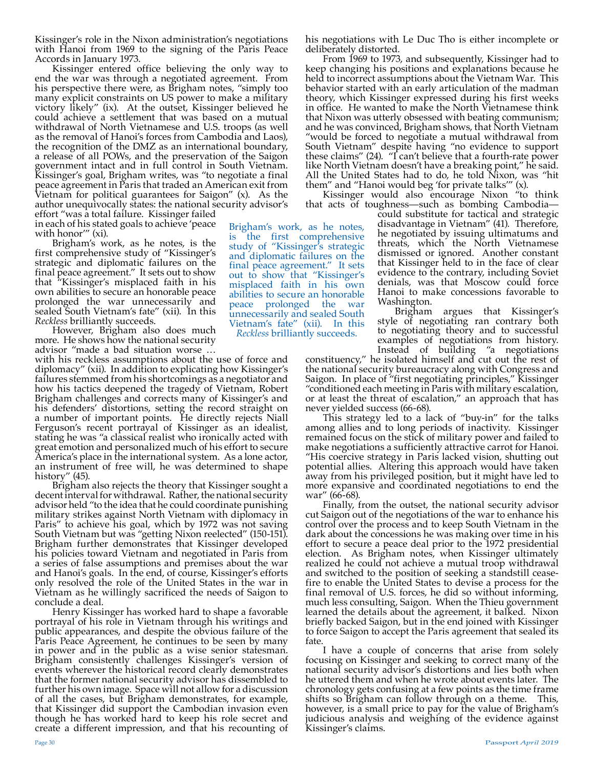Kissinger's role in the Nixon administration's negotiations with Hanoi from 1969 to the signing of the Paris Peace Accords in January 1973.

Kissinger entered office believing the only way to end the war was through a negotiated agreement. From his perspective there were, as Brigham notes, "simply too many explicit constraints on US power to make a military victory likely" (ix). At the outset, Kissinger believed he could achieve a settlement that was based on a mutual withdrawal of North Vietnamese and U.S. troops (as well as the removal of Hanoi's forces from Cambodia and Laos), the recognition of the DMZ as an international boundary, a release of all POWs, and the preservation of the Saigon government intact and in full control in South Vietnam. Kissinger's goal, Brigham writes, was "to negotiate a final peace agreement in Paris that traded an American exit from Vietnam for political guarantees for Saigon" (x). As the author unequivocally states: the national security advisor's effort "was a total failure. Kissinger failed in each of his stated goals to achieve 'peace with honor'" (xi).

Brigham's work, as he notes, is the first comprehensive study of "Kissinger's strategic and diplomatic failures on the final peace agreement." It sets out to show that "Kissinger's misplaced faith in his own abilities to secure an honorable peace prolonged the war unnecessarily and sealed South Vietnam's fate" (xii). In this *Reckless* brilliantly succeeds.

However, Brigham also does much more. He shows how the national security advisor "made a bad situation worse … with his reckless assumptions about the use of force and diplomacy" (xii). In addition to explicating how Kissinger's failures stemmed from his shortcomings as a negotiator and how his tactics deepened the tragedy of Vietnam, Robert Brigham challenges and corrects many of Kissinger's and his defenders' distortions, setting the record straight on a number of important points. He directly rejects Niall Ferguson's recent portrayal of Kissinger as an idealist, stating he was "a classical realist who ironically acted with great emotion and personalized much of his effort to secure America's place in the international system. As a lone actor, an instrument of free will, he was determined to shape history" (45).

Brigham also rejects the theory that Kissinger sought a decent interval for withdrawal. Rather, the national security advisor held "to the idea that he could coordinate punishing military strikes against North Vietnam with diplomacy in Paris" to achieve his goal, which by 1972 was not saving South Vietnam but was "getting Nixon reelected" (150-151). Brigham further demonstrates that Kissinger developed his policies toward Vietnam and negotiated in Paris from a series of false assumptions and premises about the war and Hanoi's goals. In the end, of course, Kissinger's efforts only resolved the role of the United States in the war in Vietnam as he willingly sacrificed the needs of Saigon to conclude a deal.

Henry Kissinger has worked hard to shape a favorable portrayal of his role in Vietnam through his writings and public appearances, and despite the obvious failure of the Paris Peace Agreement, he continues to be seen by many in power and in the public as a wise senior statesman. Brigham consistently challenges Kissinger's version of events wherever the historical record clearly demonstrates that the former national security advisor has dissembled to further his own image. Space will not allow for a discussion of all the cases, but Brigham demonstrates, for example, that Kissinger did support the Cambodian invasion even though he has worked hard to keep his role secret and create a different impression, and that his recounting of his negotiations with Le Duc Tho is either incomplete or deliberately distorted.

From 1969 to 1973, and subsequently, Kissinger had to keep changing his positions and explanations because he held to incorrect assumptions about the Vietnam War. This behavior started with an early articulation of the madman theory, which Kissinger expressed during his first weeks in office. He wanted to make the North Vietnamese think that Nixon was utterly obsessed with beating communism; and he was convinced, Brigham shows, that North Vietnam "would be forced to negotiate a mutual withdrawal from South Vietnam" despite having "no evidence to support these claims" (24). "I can't believe that a fourth-rate power like North Vietnam doesn't have a breaking point," he said. All the United States had to do, he told Nixon, was "hit them" and "Hanoi would beg 'for private talks'" (x).

Kissinger would also encourage Nixon "to think that acts of toughness—such as bombing Cambodia—could substitute for tactical and strategic disadvantage in Vietnam" (41). Therefore, he negotiated by issuing ultimatums and threats, which the North Vietnamese dismissed or ignored. Another constant that Kissinger held to in the face of clear evidence to the contrary, including Soviet denials, was that Moscow could force Hanoi to make concessions favorable to Washington.

Brigham argues that Kissinger's style of negotiating ran contrary both to negotiating theory and to successful examples of negotiations from history. Instead of building "a negotiations constituency," he isolated himself and cut out the rest of the national security bureaucracy along with Congress and Saigon. In place of "first negotiating principles," Kissinger "conditioned each meeting in Paris with military escalation, or at least the threat of escalation," an approach that has never yielded success (66-68).

This strategy led to a lack of "buy-in" for the talks among allies and to long periods of inactivity. Kissinger remained focus on the stick of military power and failed to make negotiations a sufficiently attractive carrot for Hanoi. "His coercive strategy in Paris lacked vision, shutting out potential allies. Altering this approach would have taken away from his privileged position, but it might have led to more expansive and coordinated negotiations to end the war" (66-68).

Finally, from the outset, the national security advisor cut Saigon out of the negotiations of the war to enhance his control over the process and to keep South Vietnam in the dark about the concessions he was making over time in his effort to secure a peace deal prior to the 1972 presidential election. As Brigham notes, when Kissinger ultimately realized he could not achieve a mutual troop withdrawal and switched to the position of seeking a standstill cease-fire to enable the United States to devise a process for the final removal of U.S. forces, he did so without informing, much less consulting, Saigon. When the Thieu government learned the details about the agreement, it balked. Nixon briefly backed Saigon, but in the end joined with Kissinger to force Saigon to accept the Paris agreement that sealed its fate.

I have a couple of concerns that arise from solely focusing on Kissinger and seeking to correct many of the national security advisor's distortions and lies both when he uttered them and when he wrote about events later. The chronology gets confusing at a few points as the time frame shifts so Brigham can follow through on a theme. This, however, is a small price to pay for the value of Brigham's judicious analysis and weighing of the evidence against Kissinger's claims.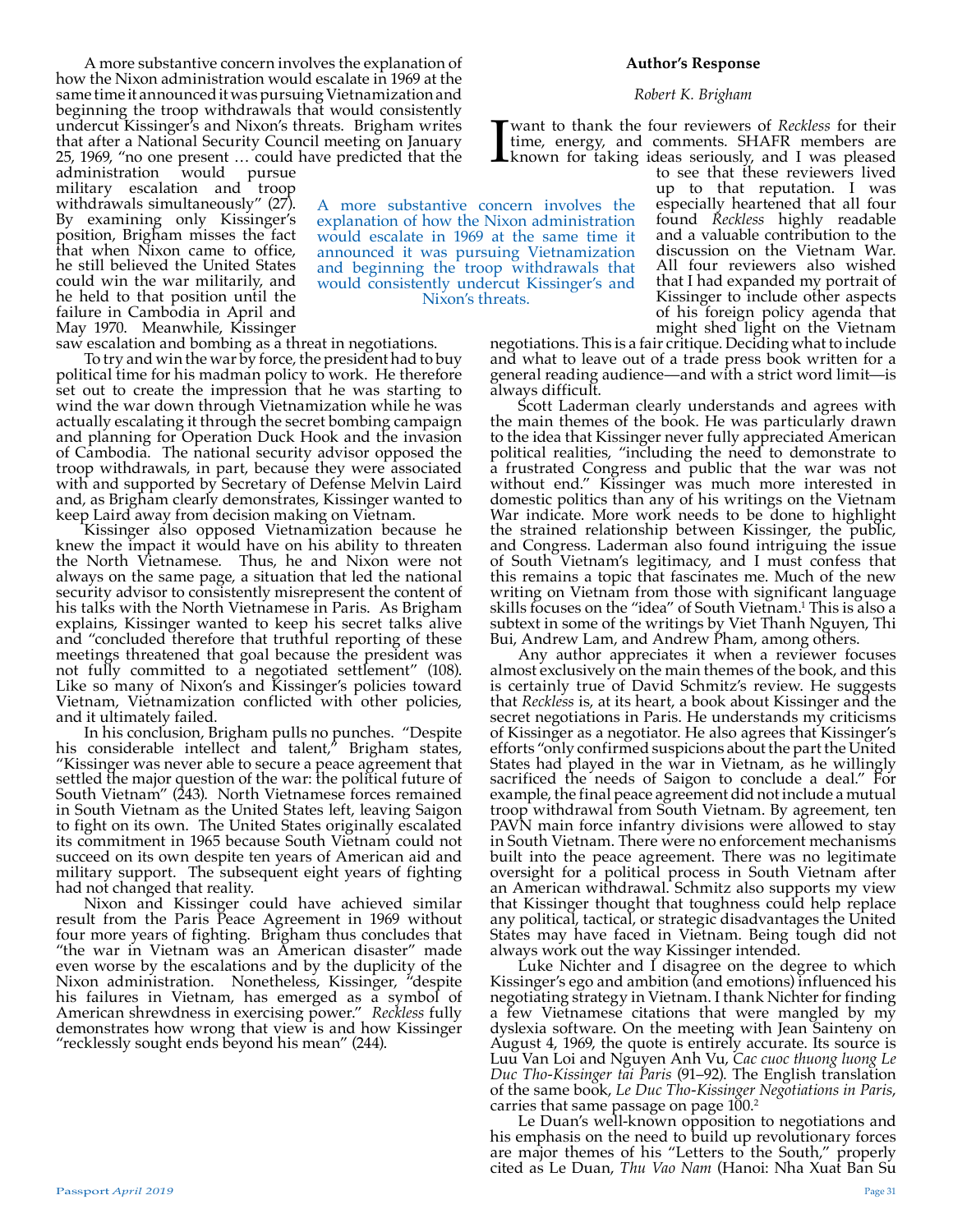A more substantive concern involves the explanation of how the Nixon administration would escalate in 1969 at the same time it announced it was pursuing Vietnamization and beginning the troop withdrawals that would consistently undercut Kissinger's and Nixon's threats. Brigham writes that after a National Security Council meeting on January 25, 1969, "no one present … could have predicted that the administration would pursue military escalation and troop withdrawals simultaneously" (27). By examining only Kissinger's position, Brigham misses the fact that when Nixon came to office, he still believed the United States could win the war militarily, and he held to that position until the failure in Cambodia in April and May 1970. Meanwhile, Kissinger saw escalation and bombing as a threat in negotiations.

To try and win the war by force, the president had to buy political time for his madman policy to work. He therefore set out to create the impression that he was starting to wind the war down through Vietnamization while he was actually escalating it through the secret bombing campaign and planning for Operation Duck Hook and the invasion of Cambodia. The national security advisor opposed the troop withdrawals, in part, because they were associated with and supported by Secretary of Defense Melvin Laird and, as Brigham clearly demonstrates, Kissinger wanted to keep Laird away from decision making on Vietnam.

Kissinger also opposed Vietnamization because he knew the impact it would have on his ability to threaten the North Vietnamese. Thus, he and Nixon were not always on the same page, a situation that led the national security advisor to consistently misrepresent the content of his talks with the North Vietnamese in Paris. As Brigham explains, Kissinger wanted to keep his secret talks alive and "concluded therefore that truthful reporting of these meetings threatened that goal because the president was not fully committed to a negotiated settlement" (108). Like so many of Nixon's and Kissinger's policies toward Vietnam, Vietnamization conflicted with other policies, and it ultimately failed.

In his conclusion, Brigham pulls no punches. "Despite his considerable intellect and talent," Brigham states, "Kissinger was never able to secure a peace agreement that settled the major question of the war: the political future of South Vietnam" (243). North Vietnamese forces remained in South Vietnam as the United States left, leaving Saigon to fight on its own. The United States originally escalated its commitment in 1965 because South Vietnam could not succeed on its own despite ten years of American aid and military support. The subsequent eight years of fighting had not changed that reality.

Nixon and Kissinger could have achieved similar result from the Paris Peace Agreement in 1969 without four more years of fighting. Brigham thus concludes that "the war in Vietnam was an American disaster" made even worse by the escalations and by the duplicity of the Nixon administration. Nonetheless, Kissinger, "despite his failures in Vietnam, has emerged as a symbol of American shrewdness in exercising power." *Reckless* fully demonstrates how wrong that view is and how Kissinger "recklessly sought ends beyond his mean" (244).

### Author's Response

*Robert K. Brigham*

I want to thank the four reviewers of *Reckless* for their time, energy, and comments. SHAFR members are known for taking ideas seriously, and I was pleased to see that these reviewers lived up to that reputation. I was especially heartened that all four found *Reckless* highly readable and a valuable contribution to the discussion on the Vietnam War. All four reviewers also wished that I had expanded my portrait of Kissinger to include other aspects of his foreign policy agenda that might shed light on the Vietnam negotiations. This is a fair critique. Deciding what to include and what to leave out of a trade press book written for a general reading audience—and with a strict word limit—is always difficult.

Scott Laderman clearly understands and agrees with the main themes of the book. He was particularly drawn to the idea that Kissinger never fully appreciated American political realities, "including the need to demonstrate to a frustrated Congress and public that the war was not without end." Kissinger was much more interested in domestic politics than any of his writings on the Vietnam War indicate. More work needs to be done to highlight the strained relationship between Kissinger, the public, and Congress. Laderman also found intriguing the issue of South Vietnam's legitimacy, and I must confess that this remains a topic that fascinates me. Much of the new writing on Vietnam from those with significant language skills focuses on the "idea" of South Vietnam.[1] This is also a subtext in some of the writings by Viet Thanh Nguyen, Thi Bui, Andrew Lam, and Andrew Pham, among others.

Any author appreciates it when a reviewer focuses almost exclusively on the main themes of the book, and this is certainly true of David Schmitz's review. He suggests that *Reckless* is, at its heart, a book about Kissinger and the secret negotiations in Paris. He understands my criticisms of Kissinger as a negotiator. He also agrees that Kissinger's efforts "only confirmed suspicions about the part the United States had played in the war in Vietnam, as he willingly sacrificed the needs of Saigon to conclude a deal." For example, the final peace agreement did not include a mutual troop withdrawal from South Vietnam. By agreement, ten PAVN main force infantry divisions were allowed to stay in South Vietnam. There were no enforcement mechanisms built into the peace agreement. There was no legitimate oversight for a political process in South Vietnam after an American withdrawal. Schmitz also supports my view that Kissinger thought that toughness could help replace any political, tactical, or strategic disadvantages the United States may have faced in Vietnam. Being tough did not always work out the way Kissinger intended.

Luke Nichter and I disagree on the degree to which Kissinger's ego and ambition (and emotions) influenced his negotiating strategy in Vietnam. I thank Nichter for finding a few Vietnamese citations that were mangled by my dyslexia software. On the meeting with Jean Sainteny on August 4, 1969, the quote is entirely accurate. Its source is Luu Van Loi and Nguyen Anh Vu, *Cac cuoc thuong luong Le Duc Tho-Kissinger tai Paris* (91–92). The English translation of the same book, *Le Duc Tho-Kissinger Negotiations in Paris*, carries that same passage on page 100.[2]

Le Duan's well-known opposition to negotiations and his emphasis on the need to build up revolutionary forces are major themes of his "Letters to the South," properly cited as Le Duan, *Thu Vao Nam* (Hanoi: Nha Xuat Ban Su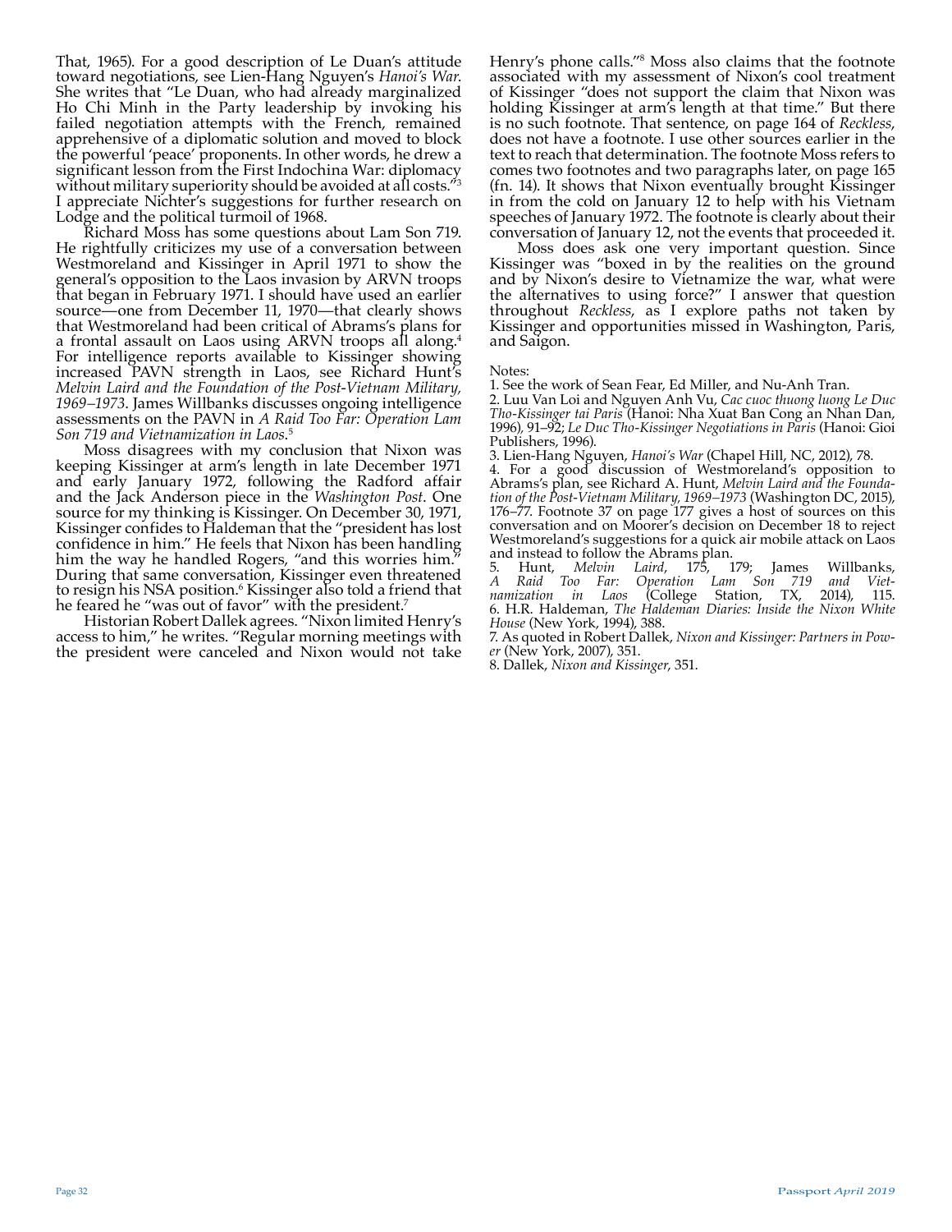That, 1965). For a good description of Le Duan's attitude toward negotiations, see Lien-Hang Nguyen's *Hanoi's War*. She writes that "Le Duan, who had already marginalized Ho Chi Minh in the Party leadership by invoking his failed negotiation attempts with the French, remained apprehensive of a diplomatic solution and moved to block the powerful 'peace' proponents. In other words, he drew a significant lesson from the First Indochina War: diplomacy without military superiority should be avoided at all costs."[3] I appreciate Nichter's suggestions for further research on Lodge and the political turmoil of 1968.

Richard Moss has some questions about Lam Son 719. He rightfully criticizes my use of a conversation between Westmoreland and Kissinger in April 1971 to show the general's opposition to the Laos invasion by ARVN troops that began in February 1971. I should have used an earlier source—one from December 11, 1970—that clearly shows that Westmoreland had been critical of Abrams's plans for a frontal assault on Laos using ARVN troops all along.[4] For intelligence reports available to Kissinger showing increased PAVN strength in Laos, see Richard Hunt's *Melvin Laird and the Foundation of the Post-Vietnam Military, 1969–1973*. James Willbanks discusses ongoing intelligence assessments on the PAVN in *A Raid Too Far: Operation Lam Son 719 and Vietnamization in Laos*.[5]

Moss disagrees with my conclusion that Nixon was keeping Kissinger at arm's length in late December 1971 and early January 1972, following the Radford affair and the Jack Anderson piece in the *Washington Post*. One source for my thinking is Kissinger. On December 30, 1971, Kissinger confides to Haldeman that the "president has lost confidence in him." He feels that Nixon has been handling him the way he handled Rogers, "and this worries him." During that same conversation, Kissinger even threatened to resign his NSA position.[6] Kissinger also told a friend that he feared he "was out of favor" with the president.[7]

Historian Robert Dallek agrees. "Nixon limited Henry's access to him," he writes. "Regular morning meetings with the president were canceled and Nixon would not take Henry's phone calls."[8] Moss also claims that the footnote associated with my assessment of Nixon's cool treatment of Kissinger "does not support the claim that Nixon was holding Kissinger at arm's length at that time." But there is no such footnote. That sentence, on page 164 of *Reckless*, does not have a footnote. I use other sources earlier in the text to reach that determination. The footnote Moss refers to comes two footnotes and two paragraphs later, on page 165 (fn. 14). It shows that Nixon eventually brought Kissinger in from the cold on January 12 to help with his Vietnam speeches of January 1972. The footnote is clearly about their conversation of January 12, not the events that proceeded it.

Moss does ask one very important question. Since Kissinger was "boxed in by the realities on the ground and by Nixon's desire to Vietnamize the war, what were the alternatives to using force?" I answer that question throughout *Reckless*, as I explore paths not taken by Kissinger and opportunities missed in Washington, Paris, and Saigon.

Notes:
1. See the work of Sean Fear, Ed Miller, and Nu-Anh Tran.
2. Luu Van Loi and Nguyen Anh Vu, *Cac cuoc thuong luong Le Duc Tho-Kissinger tai Paris* (Hanoi: Nha Xuat Ban Cong an Nhan Dan, 1996), 91–92; *Le Duc Tho-Kissinger Negotiations in Paris* (Hanoi: Gioi Publishers, 1996).
3. Lien-Hang Nguyen, *Hanoi's War* (Chapel Hill, NC, 2012), 78.
4. For a good discussion of Westmoreland's opposition to Abrams's plan, see Richard A. Hunt, *Melvin Laird and the Foundation of the Post-Vietnam Military, 1969–1973* (Washington DC, 2015), 176–77. Footnote 37 on page 177 gives a host of sources on this conversation and on Moorer's decision on December 18 to reject Westmoreland's suggestions for a quick air mobile attack on Laos and instead to follow the Abrams plan.
5. Hunt, *Melvin Laird*, 175, 179; James Willbanks, *A Raid Too Far: Operation Lam Son 719 and Vietnamization in Laos* (College Station, TX, 2014), 115.
6. H.R. Haldeman, *The Haldeman Diaries: Inside the Nixon White House* (New York, 1994), 388.
7. As quoted in Robert Dallek, *Nixon and Kissinger: Partners in Power* (New York, 2007), 351.
8. Dallek, *Nixon and Kissinger*, 351.